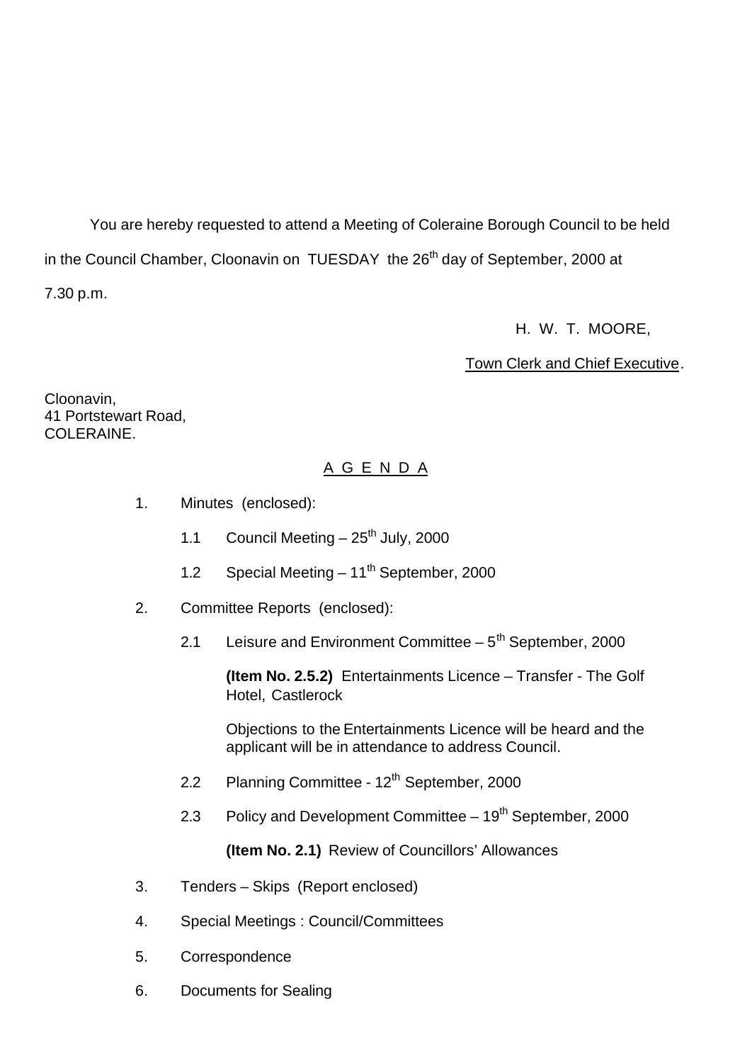You are hereby requested to attend a Meeting of Coleraine Borough Council to be held in the Council Chamber, Cloonavin on TUESDAY the 26th day of September, 2000 at 7.30 p.m.

H. W. T. MOORE,

Town Clerk and Chief Executive.

Cloonavin,
41 Portstewart Road,
COLERAINE.

## A G E N D A

1. Minutes (enclosed):

   1.1 Council Meeting – 25th July, 2000

   1.2 Special Meeting – 11th September, 2000

2. Committee Reports (enclosed):

   2.1 Leisure and Environment Committee – 5th September, 2000

   **(Item No. 2.5.2)** Entertainments Licence – Transfer - The Golf Hotel, Castlerock

   Objections to the Entertainments Licence will be heard and the applicant will be in attendance to address Council.

   2.2 Planning Committee - 12th September, 2000

   2.3 Policy and Development Committee – 19th September, 2000

   **(Item No. 2.1)** Review of Councillors' Allowances

3. Tenders – Skips (Report enclosed)

4. Special Meetings : Council/Committees

5. Correspondence

6. Documents for Sealing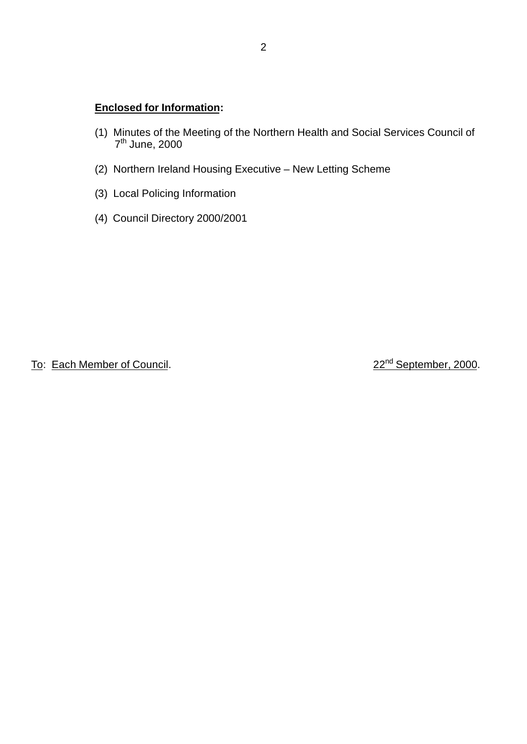**Enclosed for Information:**

(1) Minutes of the Meeting of the Northern Health and Social Services Council of 7th June, 2000

(2) Northern Ireland Housing Executive – New Letting Scheme

(3) Local Policing Information

(4) Council Directory 2000/2001

To: Each Member of Council. 22nd September, 2000.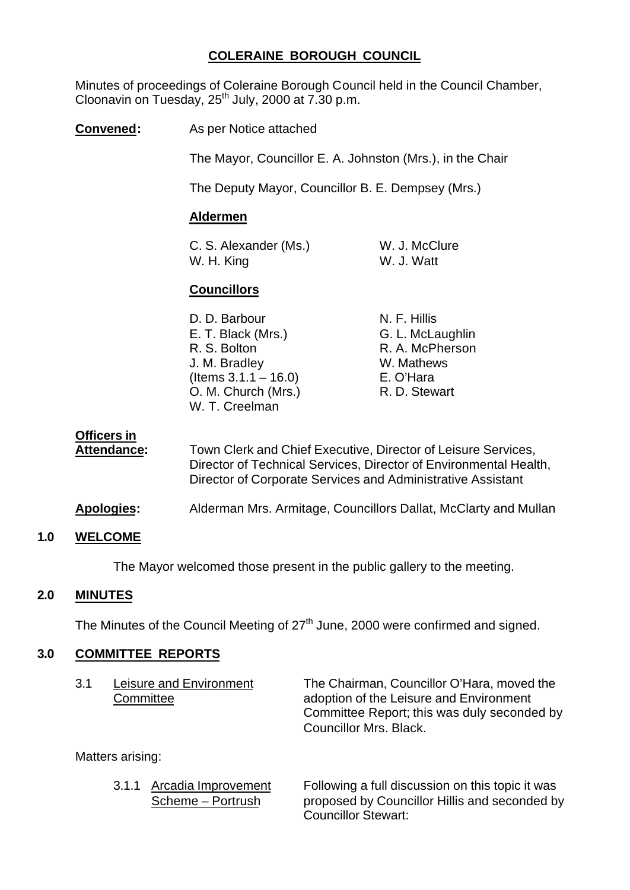# COLERAINE BOROUGH COUNCIL

Minutes of proceedings of Coleraine Borough Council held in the Council Chamber, Cloonavin on Tuesday, 25th July, 2000 at 7.30 p.m.

**Convened:** As per Notice attached

The Mayor, Councillor E. A. Johnston (Mrs.), in the Chair

The Deputy Mayor, Councillor B. E. Dempsey (Mrs.)

**Aldermen**

C. S. Alexander (Ms.)
W. H. King
W. J. McClure
W. J. Watt

**Councillors**

D. D. Barbour
E. T. Black (Mrs.)
R. S. Bolton
J. M. Bradley (Items 3.1.1 – 16.0)
O. M. Church (Mrs.)
W. T. Creelman
N. F. Hillis
G. L. McLaughlin
R. A. McPherson
W. Mathews
E. O'Hara
R. D. Stewart

**Officers in Attendance:** Town Clerk and Chief Executive, Director of Leisure Services, Director of Technical Services, Director of Environmental Health, Director of Corporate Services and Administrative Assistant

**Apologies:** Alderman Mrs. Armitage, Councillors Dallat, McClarty and Mullan

## 1.0 WELCOME

The Mayor welcomed those present in the public gallery to the meeting.

## 2.0 MINUTES

The Minutes of the Council Meeting of 27th June, 2000 were confirmed and signed.

## 3.0 COMMITTEE REPORTS

3.1 Leisure and Environment Committee

The Chairman, Councillor O'Hara, moved the adoption of the Leisure and Environment Committee Report; this was duly seconded by Councillor Mrs. Black.

Matters arising:

3.1.1 Arcadia Improvement Scheme – Portrush

Following a full discussion on this topic it was proposed by Councillor Hillis and seconded by Councillor Stewart: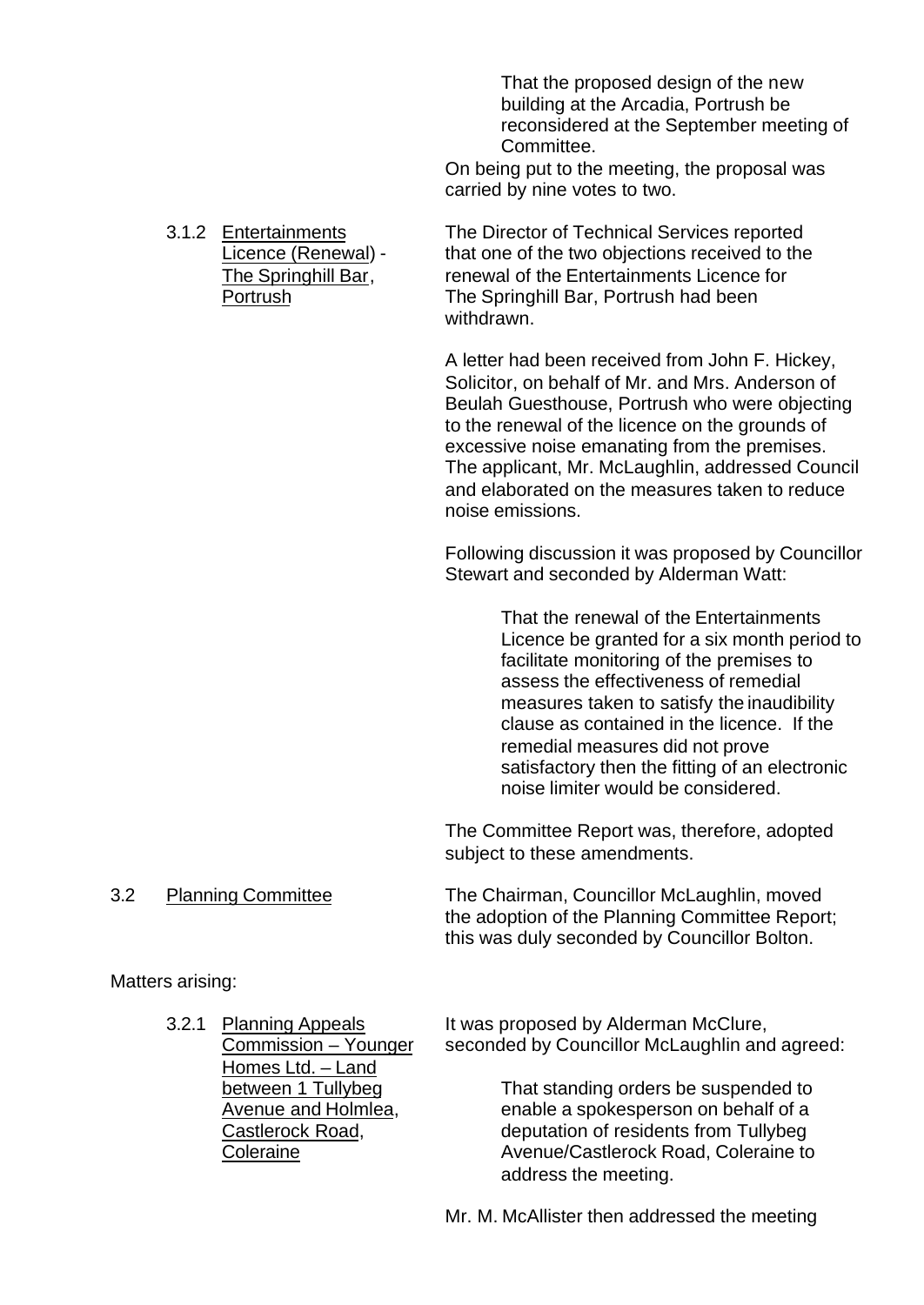> That the proposed design of the new building at the Arcadia, Portrush be reconsidered at the September meeting of Committee.

On being put to the meeting, the proposal was carried by nine votes to two.

3.1.2 <u>Entertainments Licence (Renewal) - The Springhill Bar, Portrush</u>

The Director of Technical Services reported that one of the two objections received to the renewal of the Entertainments Licence for The Springhill Bar, Portrush had been withdrawn.

A letter had been received from John F. Hickey, Solicitor, on behalf of Mr. and Mrs. Anderson of Beulah Guesthouse, Portrush who were objecting to the renewal of the licence on the grounds of excessive noise emanating from the premises. The applicant, Mr. McLaughlin, addressed Council and elaborated on the measures taken to reduce noise emissions.

Following discussion it was proposed by Councillor Stewart and seconded by Alderman Watt:

> That the renewal of the Entertainments Licence be granted for a six month period to facilitate monitoring of the premises to assess the effectiveness of remedial measures taken to satisfy the inaudibility clause as contained in the licence. If the remedial measures did not prove satisfactory then the fitting of an electronic noise limiter would be considered.

The Committee Report was, therefore, adopted subject to these amendments.

3.2 <u>Planning Committee</u>

The Chairman, Councillor McLaughlin, moved the adoption of the Planning Committee Report; this was duly seconded by Councillor Bolton.

Matters arising:

3.2.1 <u>Planning Appeals Commission – Younger Homes Ltd. – Land between 1 Tullybeg Avenue and Holmlea, Castlerock Road, Coleraine</u>

It was proposed by Alderman McClure, seconded by Councillor McLaughlin and agreed:

> That standing orders be suspended to enable a spokesperson on behalf of a deputation of residents from Tullybeg Avenue/Castlerock Road, Coleraine to address the meeting.

Mr. M. McAllister then addressed the meeting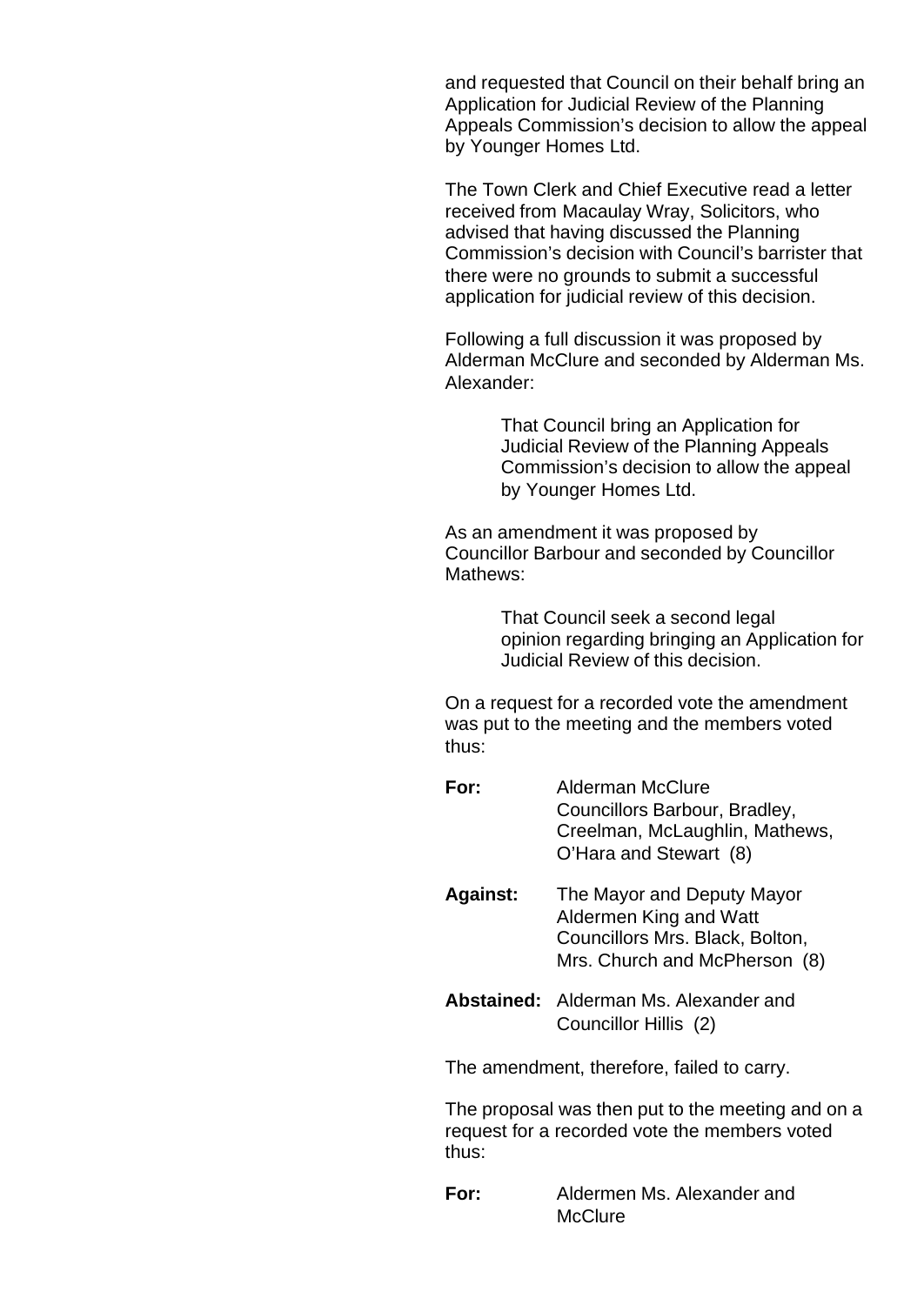and requested that Council on their behalf bring an Application for Judicial Review of the Planning Appeals Commission's decision to allow the appeal by Younger Homes Ltd.

The Town Clerk and Chief Executive read a letter received from Macaulay Wray, Solicitors, who advised that having discussed the Planning Commission's decision with Council's barrister that there were no grounds to submit a successful application for judicial review of this decision.

Following a full discussion it was proposed by Alderman McClure and seconded by Alderman Ms. Alexander:

> That Council bring an Application for Judicial Review of the Planning Appeals Commission's decision to allow the appeal by Younger Homes Ltd.

As an amendment it was proposed by Councillor Barbour and seconded by Councillor Mathews:

> That Council seek a second legal opinion regarding bringing an Application for Judicial Review of this decision.

On a request for a recorded vote the amendment was put to the meeting and the members voted thus:

**For:** Alderman McClure
Councillors Barbour, Bradley, Creelman, McLaughlin, Mathews, O'Hara and Stewart (8)

**Against:** The Mayor and Deputy Mayor
Aldermen King and Watt
Councillors Mrs. Black, Bolton, Mrs. Church and McPherson (8)

**Abstained:** Alderman Ms. Alexander and Councillor Hillis (2)

The amendment, therefore, failed to carry.

The proposal was then put to the meeting and on a request for a recorded vote the members voted thus:

**For:** Aldermen Ms. Alexander and McClure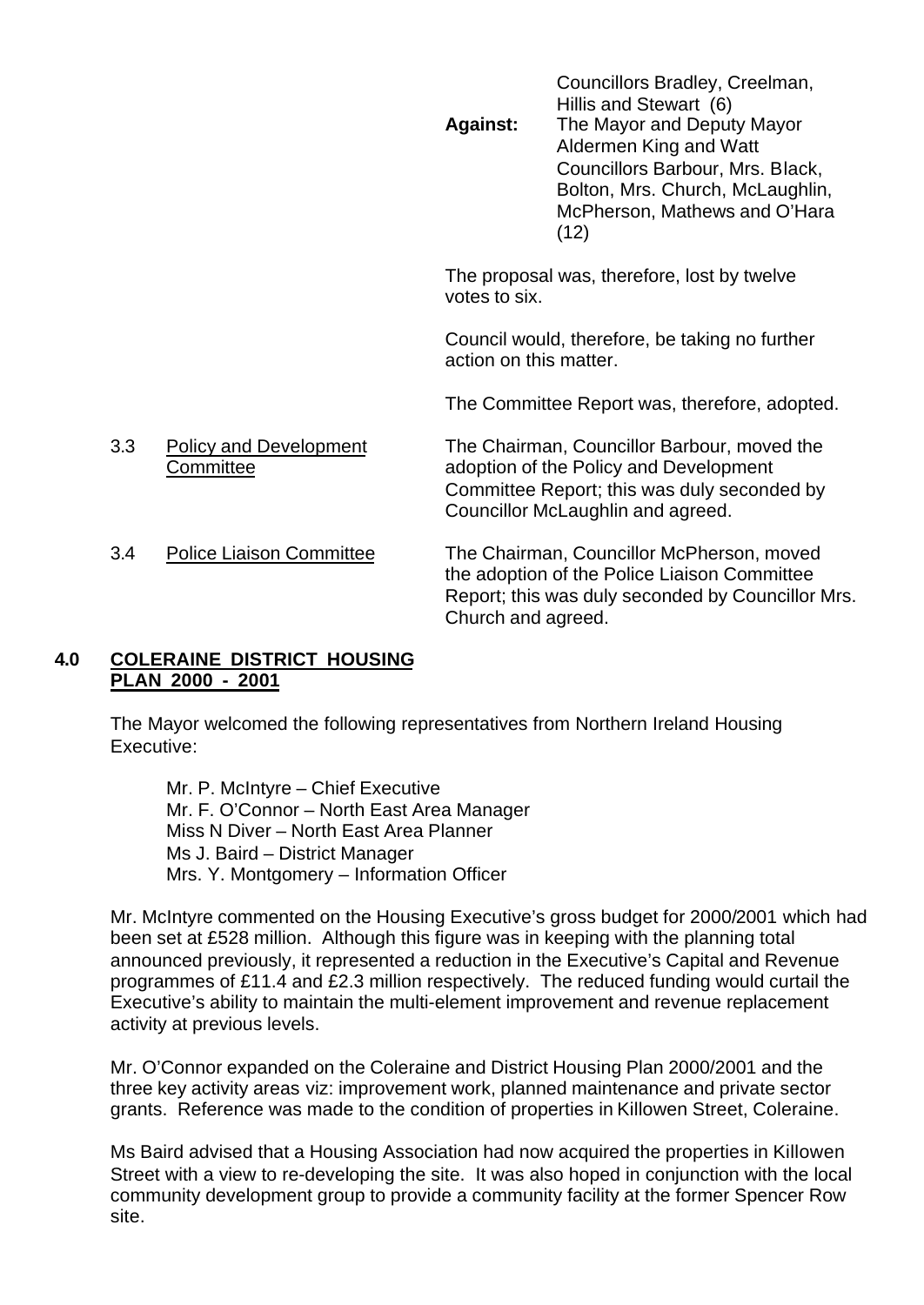Councillors Bradley, Creelman, Hillis and Stewart (6)

**Against:** The Mayor and Deputy Mayor
Aldermen King and Watt
Councillors Barbour, Mrs. Black, Bolton, Mrs. Church, McLaughlin, McPherson, Mathews and O'Hara (12)

The proposal was, therefore, lost by twelve votes to six.

Council would, therefore, be taking no further action on this matter.

The Committee Report was, therefore, adopted.

3.3 Policy and Development Committee

The Chairman, Councillor Barbour, moved the adoption of the Policy and Development Committee Report; this was duly seconded by Councillor McLaughlin and agreed.

3.4 Police Liaison Committee

The Chairman, Councillor McPherson, moved the adoption of the Police Liaison Committee Report; this was duly seconded by Councillor Mrs. Church and agreed.

## 4.0 COLERAINE DISTRICT HOUSING PLAN 2000 - 2001

The Mayor welcomed the following representatives from Northern Ireland Housing Executive:

Mr. P. McIntyre – Chief Executive
Mr. F. O'Connor – North East Area Manager
Miss N Diver – North East Area Planner
Ms J. Baird – District Manager
Mrs. Y. Montgomery – Information Officer

Mr. McIntyre commented on the Housing Executive's gross budget for 2000/2001 which had been set at £528 million. Although this figure was in keeping with the planning total announced previously, it represented a reduction in the Executive's Capital and Revenue programmes of £11.4 and £2.3 million respectively. The reduced funding would curtail the Executive's ability to maintain the multi-element improvement and revenue replacement activity at previous levels.

Mr. O'Connor expanded on the Coleraine and District Housing Plan 2000/2001 and the three key activity areas viz: improvement work, planned maintenance and private sector grants. Reference was made to the condition of properties in Killowen Street, Coleraine.

Ms Baird advised that a Housing Association had now acquired the properties in Killowen Street with a view to re-developing the site. It was also hoped in conjunction with the local community development group to provide a community facility at the former Spencer Row site.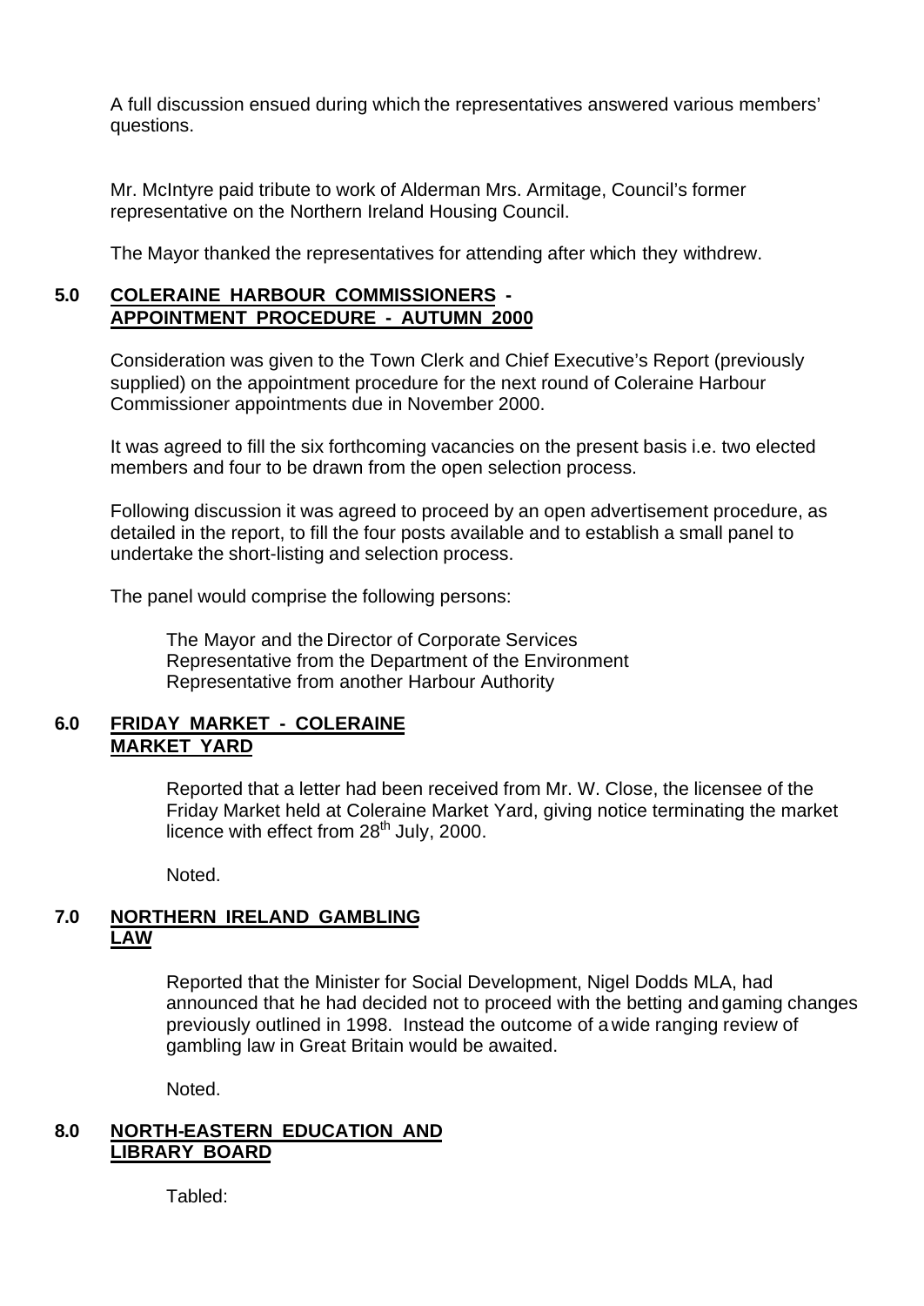A full discussion ensued during which the representatives answered various members' questions.

Mr. McIntyre paid tribute to work of Alderman Mrs. Armitage, Council's former representative on the Northern Ireland Housing Council.

The Mayor thanked the representatives for attending after which they withdrew.

## 5.0 COLERAINE HARBOUR COMMISSIONERS - APPOINTMENT PROCEDURE - AUTUMN 2000

Consideration was given to the Town Clerk and Chief Executive's Report (previously supplied) on the appointment procedure for the next round of Coleraine Harbour Commissioner appointments due in November 2000.

It was agreed to fill the six forthcoming vacancies on the present basis i.e. two elected members and four to be drawn from the open selection process.

Following discussion it was agreed to proceed by an open advertisement procedure, as detailed in the report, to fill the four posts available and to establish a small panel to undertake the short-listing and selection process.

The panel would comprise the following persons:

The Mayor and the Director of Corporate Services
Representative from the Department of the Environment
Representative from another Harbour Authority

## 6.0 FRIDAY MARKET - COLERAINE MARKET YARD

Reported that a letter had been received from Mr. W. Close, the licensee of the Friday Market held at Coleraine Market Yard, giving notice terminating the market licence with effect from 28th July, 2000.

Noted.

## 7.0 NORTHERN IRELAND GAMBLING LAW

Reported that the Minister for Social Development, Nigel Dodds MLA, had announced that he had decided not to proceed with the betting and gaming changes previously outlined in 1998. Instead the outcome of a wide ranging review of gambling law in Great Britain would be awaited.

Noted.

## 8.0 NORTH-EASTERN EDUCATION AND LIBRARY BOARD

Tabled: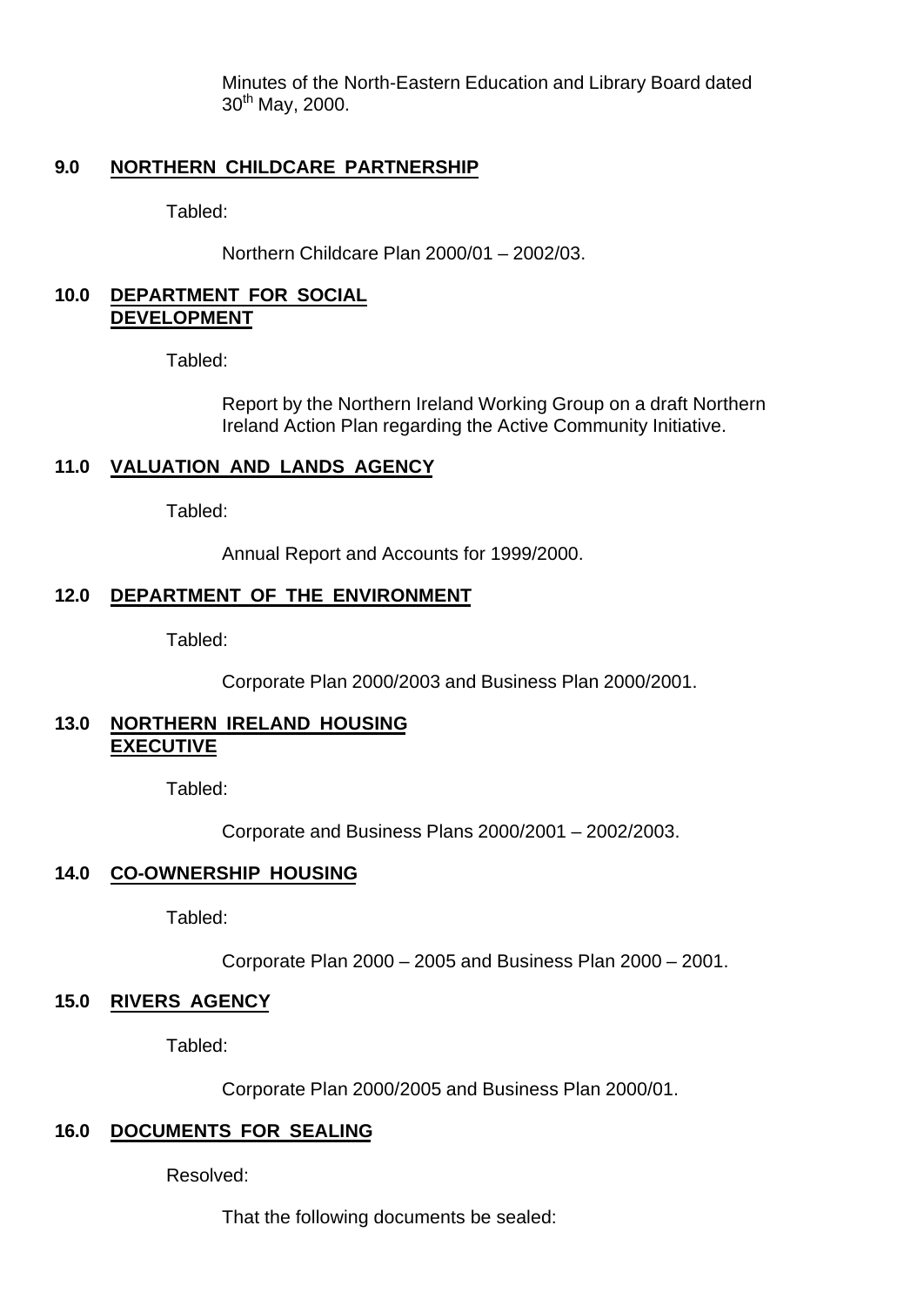Minutes of the North-Eastern Education and Library Board dated 30th May, 2000.

**9.0 NORTHERN CHILDCARE PARTNERSHIP**

Tabled:

Northern Childcare Plan 2000/01 – 2002/03.

**10.0 DEPARTMENT FOR SOCIAL DEVELOPMENT**

Tabled:

Report by the Northern Ireland Working Group on a draft Northern Ireland Action Plan regarding the Active Community Initiative.

**11.0 VALUATION AND LANDS AGENCY**

Tabled:

Annual Report and Accounts for 1999/2000.

**12.0 DEPARTMENT OF THE ENVIRONMENT**

Tabled:

Corporate Plan 2000/2003 and Business Plan 2000/2001.

**13.0 NORTHERN IRELAND HOUSING EXECUTIVE**

Tabled:

Corporate and Business Plans 2000/2001 – 2002/2003.

**14.0 CO-OWNERSHIP HOUSING**

Tabled:

Corporate Plan 2000 – 2005 and Business Plan 2000 – 2001.

**15.0 RIVERS AGENCY**

Tabled:

Corporate Plan 2000/2005 and Business Plan 2000/01.

**16.0 DOCUMENTS FOR SEALING**

Resolved:

That the following documents be sealed: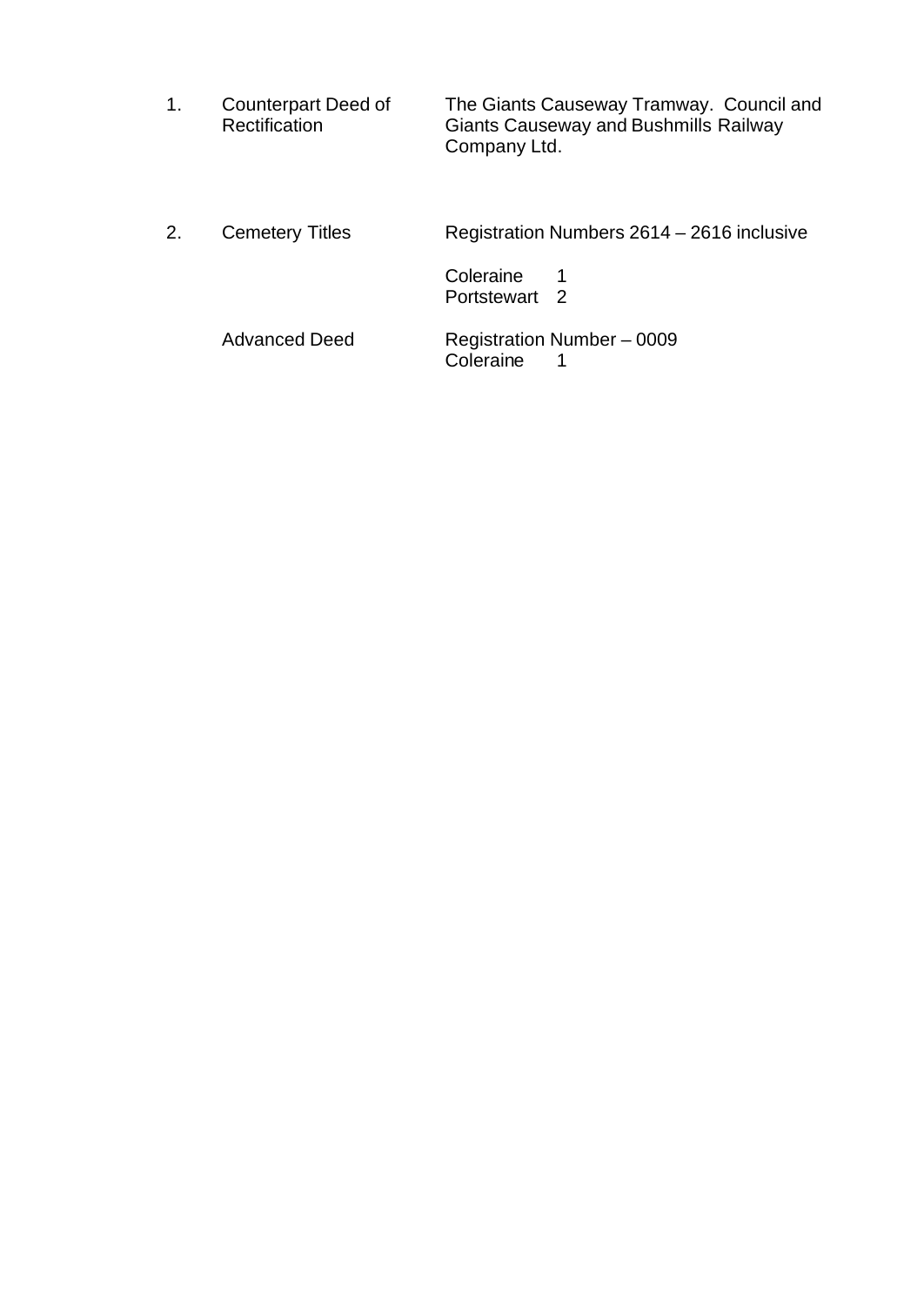| | | |
|---|---|---|
| 1. | Counterpart Deed of Rectification | The Giants Causeway Tramway. Council and Giants Causeway and Bushmills Railway Company Ltd. |
| 2. | Cemetery Titles | Registration Numbers 2614 – 2616 inclusive<br><br>Coleraine 1<br>Portstewart 2 |
| | Advanced Deed | Registration Number – 0009<br>Coleraine 1 |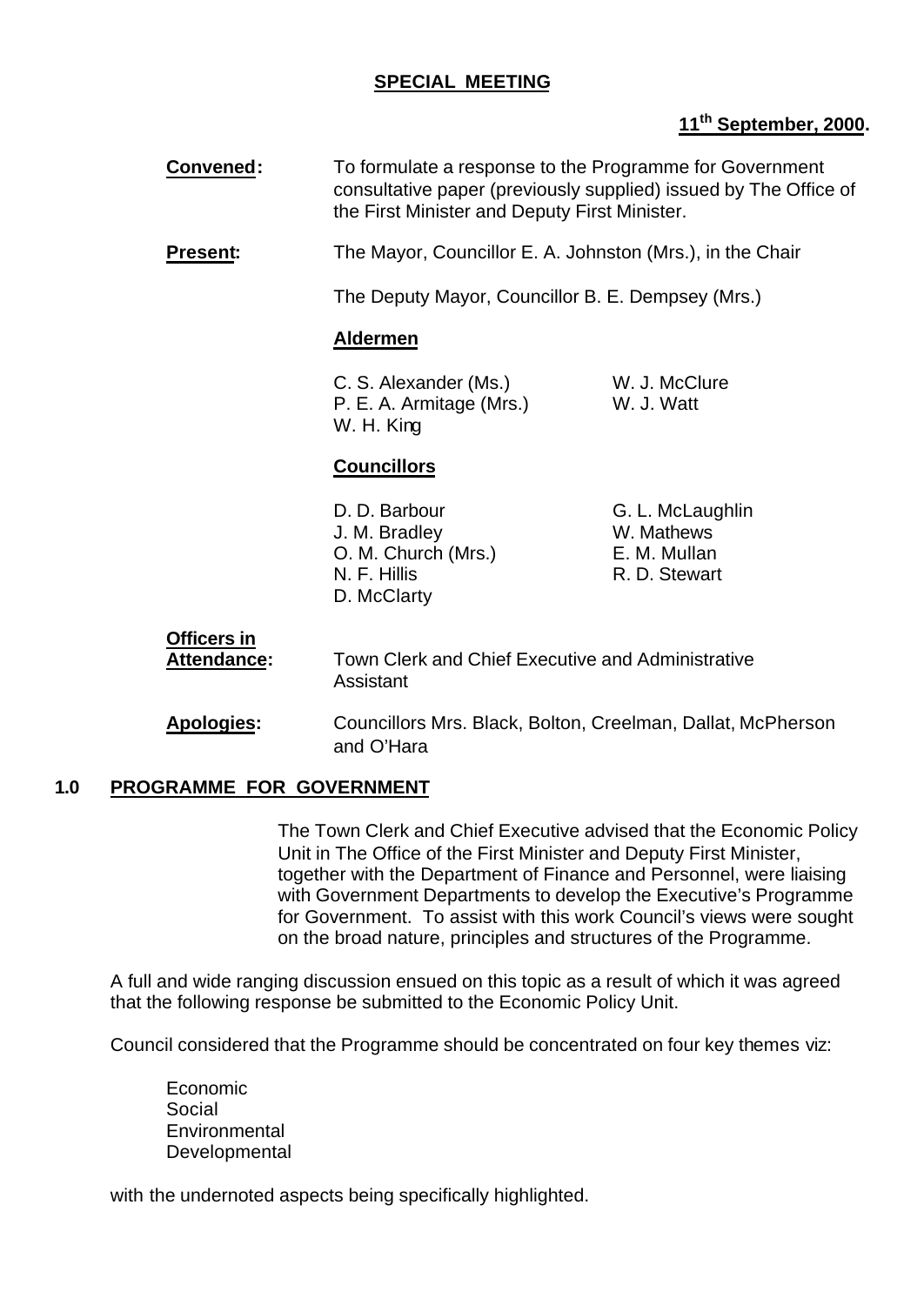**SPECIAL MEETING**

**11th September, 2000.**

**Convened:** To formulate a response to the Programme for Government consultative paper (previously supplied) issued by The Office of the First Minister and Deputy First Minister.

**Present:** The Mayor, Councillor E. A. Johnston (Mrs.), in the Chair

The Deputy Mayor, Councillor B. E. Dempsey (Mrs.)

**Aldermen**

C. S. Alexander (Ms.)
P. E. A. Armitage (Mrs.)
W. H. King
W. J. McClure
W. J. Watt

**Councillors**

D. D. Barbour
J. M. Bradley
O. M. Church (Mrs.)
N. F. Hillis
D. McClarty
G. L. McLaughlin
W. Mathews
E. M. Mullan
R. D. Stewart

**Officers in Attendance:** Town Clerk and Chief Executive and Administrative Assistant

**Apologies:** Councillors Mrs. Black, Bolton, Creelman, Dallat, McPherson and O'Hara

## 1.0 PROGRAMME FOR GOVERNMENT

The Town Clerk and Chief Executive advised that the Economic Policy Unit in The Office of the First Minister and Deputy First Minister, together with the Department of Finance and Personnel, were liaising with Government Departments to develop the Executive's Programme for Government. To assist with this work Council's views were sought on the broad nature, principles and structures of the Programme.

A full and wide ranging discussion ensued on this topic as a result of which it was agreed that the following response be submitted to the Economic Policy Unit.

Council considered that the Programme should be concentrated on four key themes viz:

Economic
Social
Environmental
Developmental

with the undernoted aspects being specifically highlighted.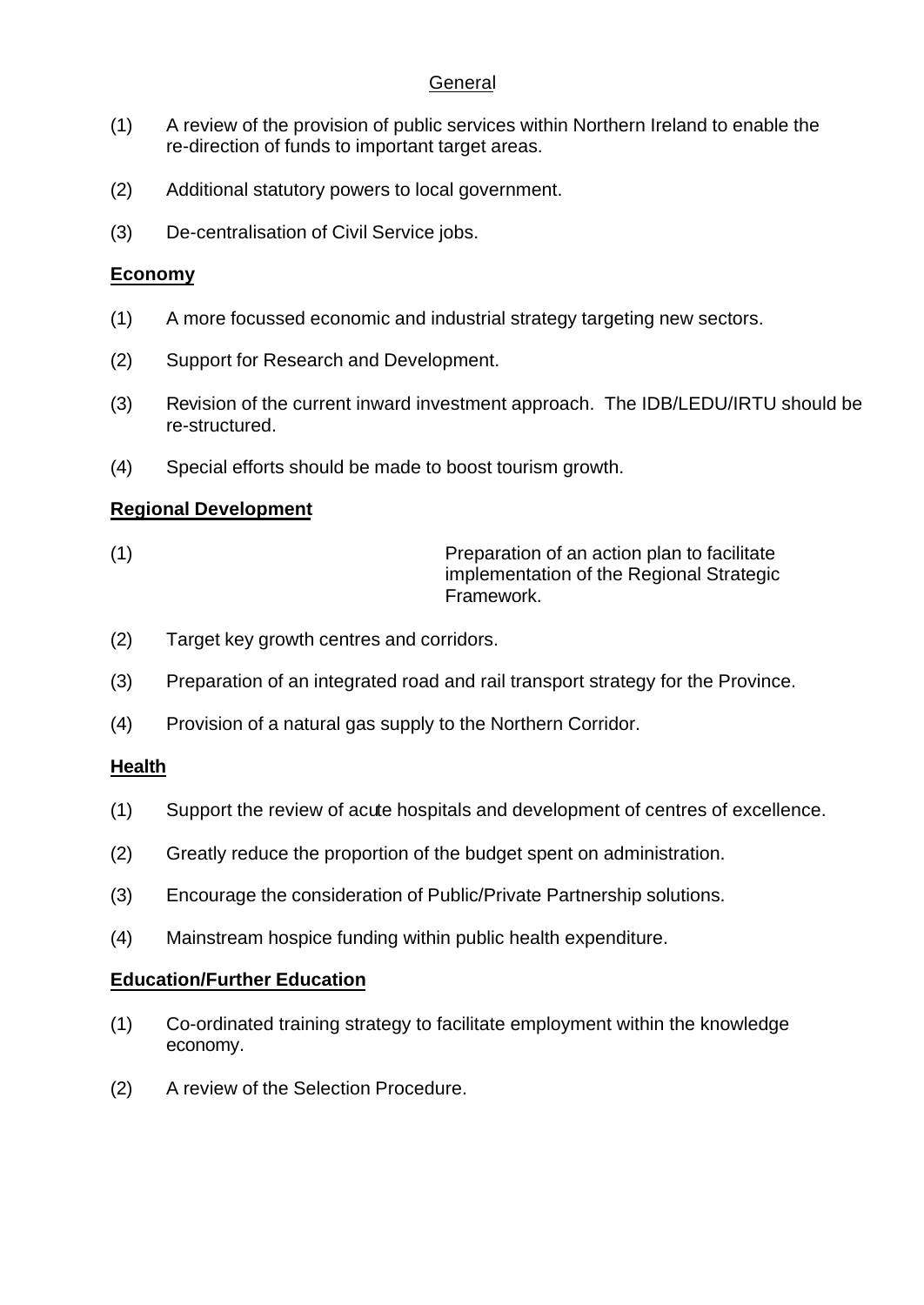General

(1) A review of the provision of public services within Northern Ireland to enable the re-direction of funds to important target areas.

(2) Additional statutory powers to local government.

(3) De-centralisation of Civil Service jobs.

**Economy**

(1) A more focussed economic and industrial strategy targeting new sectors.

(2) Support for Research and Development.

(3) Revision of the current inward investment approach. The IDB/LEDU/IRTU should be re-structured.

(4) Special efforts should be made to boost tourism growth.

**Regional Development**

(1) Preparation of an action plan to facilitate implementation of the Regional Strategic Framework.

(2) Target key growth centres and corridors.

(3) Preparation of an integrated road and rail transport strategy for the Province.

(4) Provision of a natural gas supply to the Northern Corridor.

**Health**

(1) Support the review of acute hospitals and development of centres of excellence.

(2) Greatly reduce the proportion of the budget spent on administration.

(3) Encourage the consideration of Public/Private Partnership solutions.

(4) Mainstream hospice funding within public health expenditure.

**Education/Further Education**

(1) Co-ordinated training strategy to facilitate employment within the knowledge economy.

(2) A review of the Selection Procedure.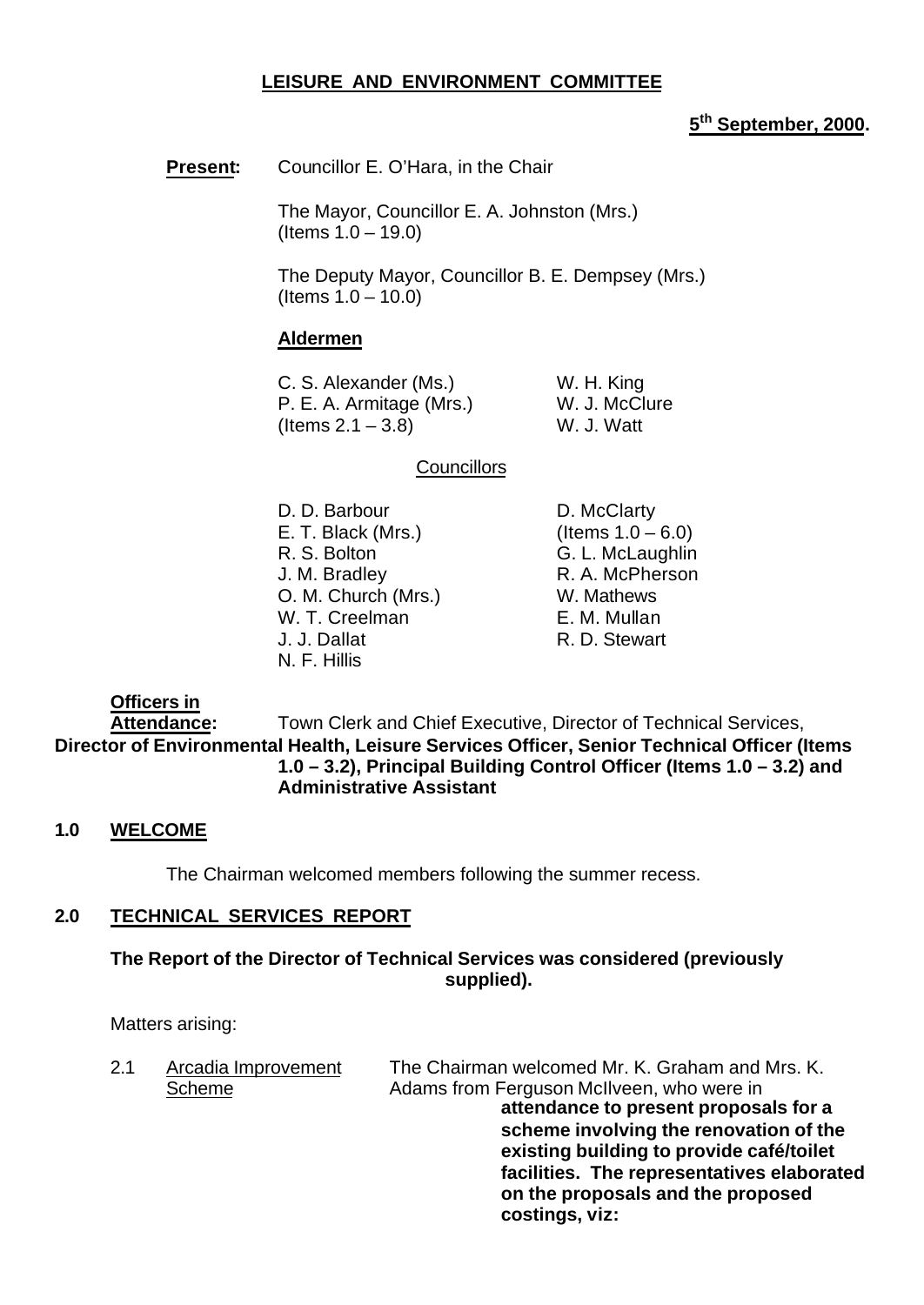# LEISURE AND ENVIRONMENT COMMITTEE

**5th September, 2000.**

**Present:** Councillor E. O'Hara, in the Chair

The Mayor, Councillor E. A. Johnston (Mrs.) (Items 1.0 – 19.0)

The Deputy Mayor, Councillor B. E. Dempsey (Mrs.) (Items 1.0 – 10.0)

**Aldermen**

C. S. Alexander (Ms.)
P. E. A. Armitage (Mrs.) (Items 2.1 – 3.8)
W. H. King
W. J. McClure
W. J. Watt

Councillors

D. D. Barbour
E. T. Black (Mrs.)
R. S. Bolton
J. M. Bradley
O. M. Church (Mrs.)
W. T. Creelman
J. J. Dallat
N. F. Hillis
D. McClarty (Items 1.0 – 6.0)
G. L. McLaughlin
R. A. McPherson
W. Mathews
E. M. Mullan
R. D. Stewart

**Officers in Attendance:** Town Clerk and Chief Executive, Director of Technical Services, **Director of Environmental Health, Leisure Services Officer, Senior Technical Officer (Items 1.0 – 3.2), Principal Building Control Officer (Items 1.0 – 3.2) and Administrative Assistant**

## 1.0 WELCOME

The Chairman welcomed members following the summer recess.

## 2.0 TECHNICAL SERVICES REPORT

**The Report of the Director of Technical Services was considered (previously supplied).**

Matters arising:

2.1 Arcadia Improvement Scheme

The Chairman welcomed Mr. K. Graham and Mrs. K. Adams from Ferguson McIlveen, who were in **attendance to present proposals for a scheme involving the renovation of the existing building to provide café/toilet facilities. The representatives elaborated on the proposals and the proposed costings, viz:**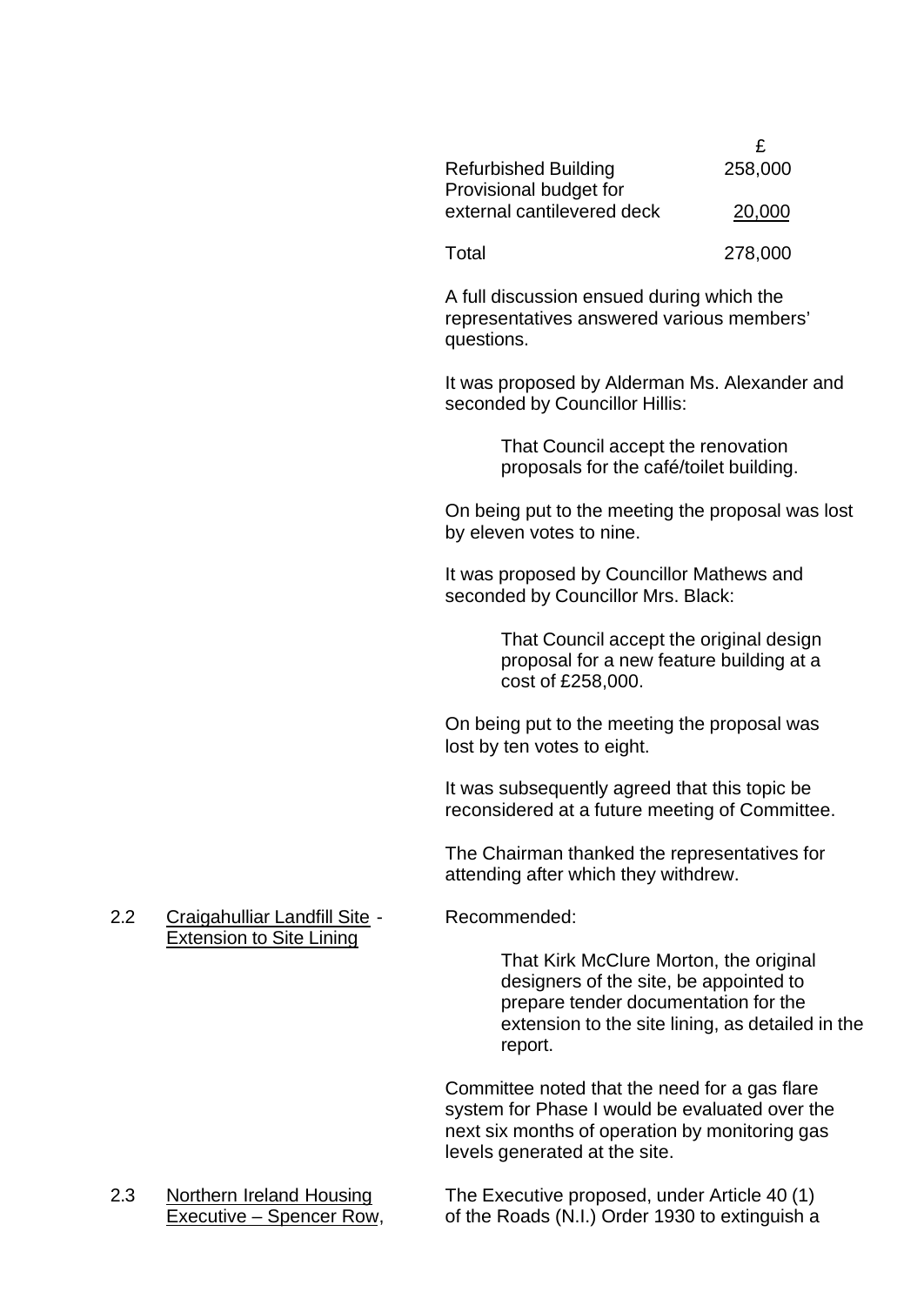| | £ |
|---|---|
| Refurbished Building | 258,000 |
| Provisional budget for external cantilevered deck | 20,000 |
| Total | 278,000 |

A full discussion ensued during which the representatives answered various members' questions.

It was proposed by Alderman Ms. Alexander and seconded by Councillor Hillis:

> That Council accept the renovation proposals for the café/toilet building.

On being put to the meeting the proposal was lost by eleven votes to nine.

It was proposed by Councillor Mathews and seconded by Councillor Mrs. Black:

> That Council accept the original design proposal for a new feature building at a cost of £258,000.

On being put to the meeting the proposal was lost by ten votes to eight.

It was subsequently agreed that this topic be reconsidered at a future meeting of Committee.

The Chairman thanked the representatives for attending after which they withdrew.

2.2 Craigahulliar Landfill Site - Extension to Site Lining

Recommended:

> That Kirk McClure Morton, the original designers of the site, be appointed to prepare tender documentation for the extension to the site lining, as detailed in the report.

Committee noted that the need for a gas flare system for Phase I would be evaluated over the next six months of operation by monitoring gas levels generated at the site.

2.3 Northern Ireland Housing Executive – Spencer Row,

The Executive proposed, under Article 40 (1) of the Roads (N.I.) Order 1930 to extinguish a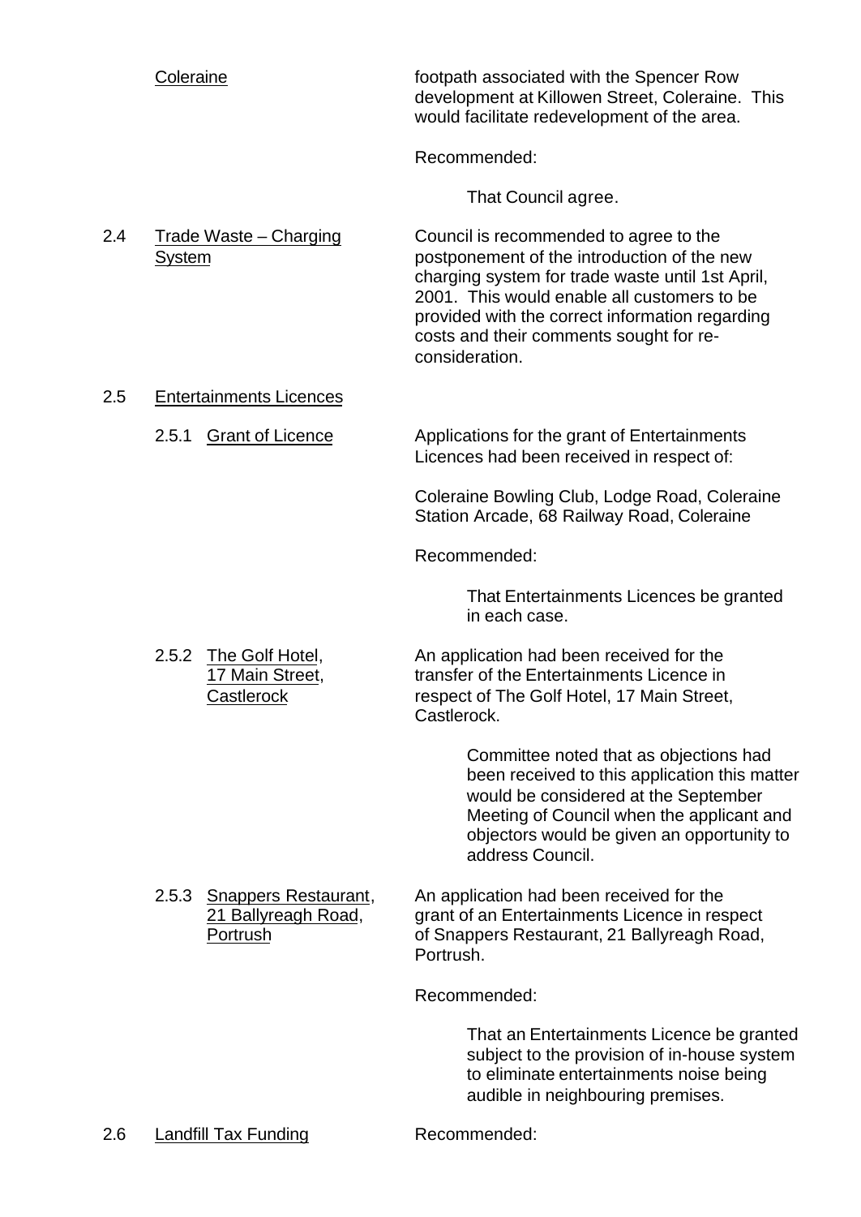Coleraine

footpath associated with the Spencer Row development at Killowen Street, Coleraine. This would facilitate redevelopment of the area.

Recommended:

That Council agree.

2.4 Trade Waste – Charging System

Council is recommended to agree to the postponement of the introduction of the new charging system for trade waste until 1st April, 2001. This would enable all customers to be provided with the correct information regarding costs and their comments sought for re-consideration.

2.5 Entertainments Licences

2.5.1 Grant of Licence

Applications for the grant of Entertainments Licences had been received in respect of:

Coleraine Bowling Club, Lodge Road, Coleraine
Station Arcade, 68 Railway Road, Coleraine

Recommended:

That Entertainments Licences be granted in each case.

2.5.2 The Golf Hotel, 17 Main Street, Castlerock

An application had been received for the transfer of the Entertainments Licence in respect of The Golf Hotel, 17 Main Street, Castlerock.

Committee noted that as objections had been received to this application this matter would be considered at the September Meeting of Council when the applicant and objectors would be given an opportunity to address Council.

2.5.3 Snappers Restaurant, 21 Ballyreagh Road, Portrush

An application had been received for the grant of an Entertainments Licence in respect of Snappers Restaurant, 21 Ballyreagh Road, Portrush.

Recommended:

That an Entertainments Licence be granted subject to the provision of in-house system to eliminate entertainments noise being audible in neighbouring premises.

2.6 Landfill Tax Funding

Recommended: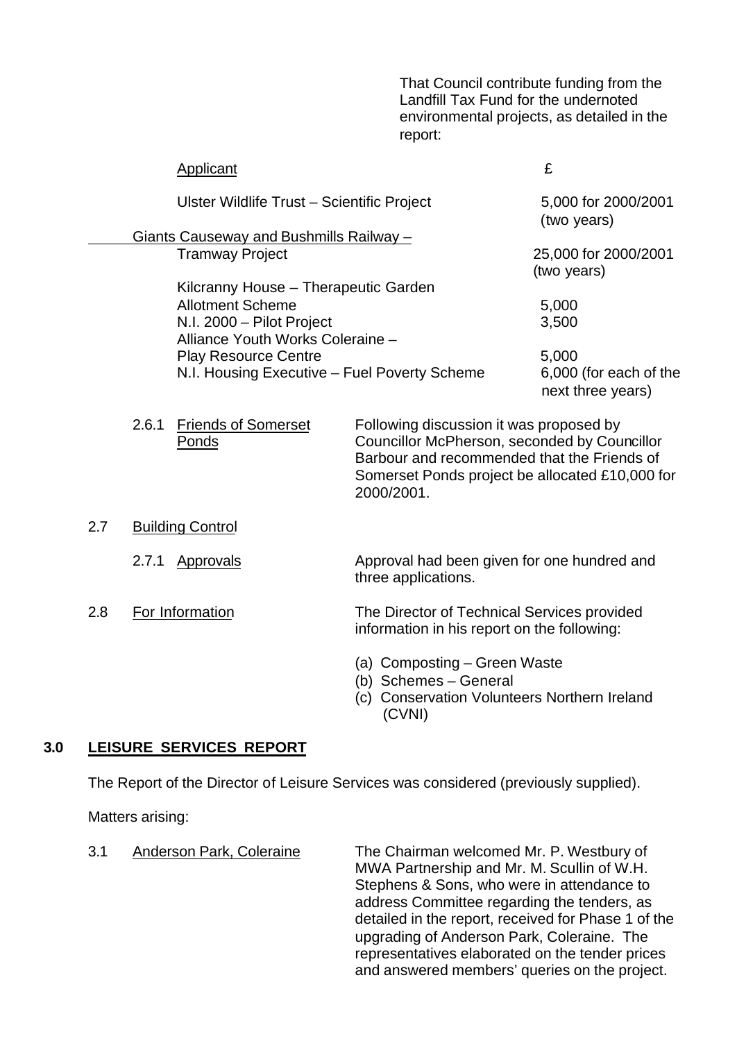That Council contribute funding from the Landfill Tax Fund for the undernoted environmental projects, as detailed in the report:

| Applicant | £ |
|---|---|
| Ulster Wildlife Trust – Scientific Project | 5,000 for 2000/2001 (two years) |
| Giants Causeway and Bushmills Railway – Tramway Project | 25,000 for 2000/2001 (two years) |
| Kilcranny House – Therapeutic Garden Allotment Scheme | 5,000 |
| N.I. 2000 – Pilot Project | 3,500 |
| Alliance Youth Works Coleraine – Play Resource Centre | 5,000 |
| N.I. Housing Executive – Fuel Poverty Scheme | 6,000 (for each of the next three years) |

2.6.1 Friends of Somerset Ponds

Following discussion it was proposed by Councillor McPherson, seconded by Councillor Barbour and recommended that the Friends of Somerset Ponds project be allocated £10,000 for 2000/2001.

2.7 Building Control

2.7.1 Approvals

Approval had been given for one hundred and three applications.

2.8 For Information

The Director of Technical Services provided information in his report on the following:

(a) Composting – Green Waste
(b) Schemes – General
(c) Conservation Volunteers Northern Ireland (CVNI)

## 3.0 LEISURE SERVICES REPORT

The Report of the Director of Leisure Services was considered (previously supplied).

Matters arising:

3.1 Anderson Park, Coleraine

The Chairman welcomed Mr. P. Westbury of MWA Partnership and Mr. M. Scullin of W.H. Stephens & Sons, who were in attendance to address Committee regarding the tenders, as detailed in the report, received for Phase 1 of the upgrading of Anderson Park, Coleraine. The representatives elaborated on the tender prices and answered members' queries on the project.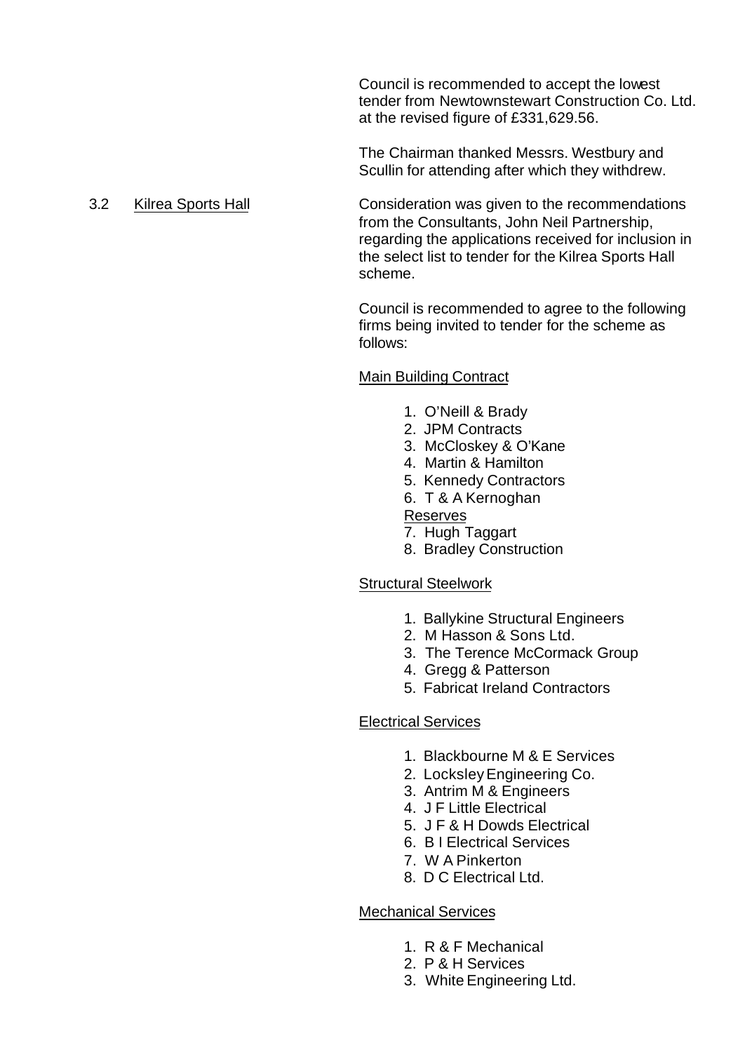Council is recommended to accept the lowest tender from Newtownstewart Construction Co. Ltd. at the revised figure of £331,629.56.

The Chairman thanked Messrs. Westbury and Scullin for attending after which they withdrew.

3.2 Kilrea Sports Hall

Consideration was given to the recommendations from the Consultants, John Neil Partnership, regarding the applications received for inclusion in the select list to tender for the Kilrea Sports Hall scheme.

Council is recommended to agree to the following firms being invited to tender for the scheme as follows:

Main Building Contract

1. O'Neill & Brady
2. JPM Contracts
3. McCloskey & O'Kane
4. Martin & Hamilton
5. Kennedy Contractors
6. T & A Kernoghan

Reserves

7. Hugh Taggart
8. Bradley Construction

Structural Steelwork

1. Ballykine Structural Engineers
2. M Hasson & Sons Ltd.
3. The Terence McCormack Group
4. Gregg & Patterson
5. Fabricat Ireland Contractors

Electrical Services

1. Blackbourne M & E Services
2. Locksley Engineering Co.
3. Antrim M & Engineers
4. J F Little Electrical
5. J F & H Dowds Electrical
6. B I Electrical Services
7. W A Pinkerton
8. D C Electrical Ltd.

Mechanical Services

1. R & F Mechanical
2. P & H Services
3. White Engineering Ltd.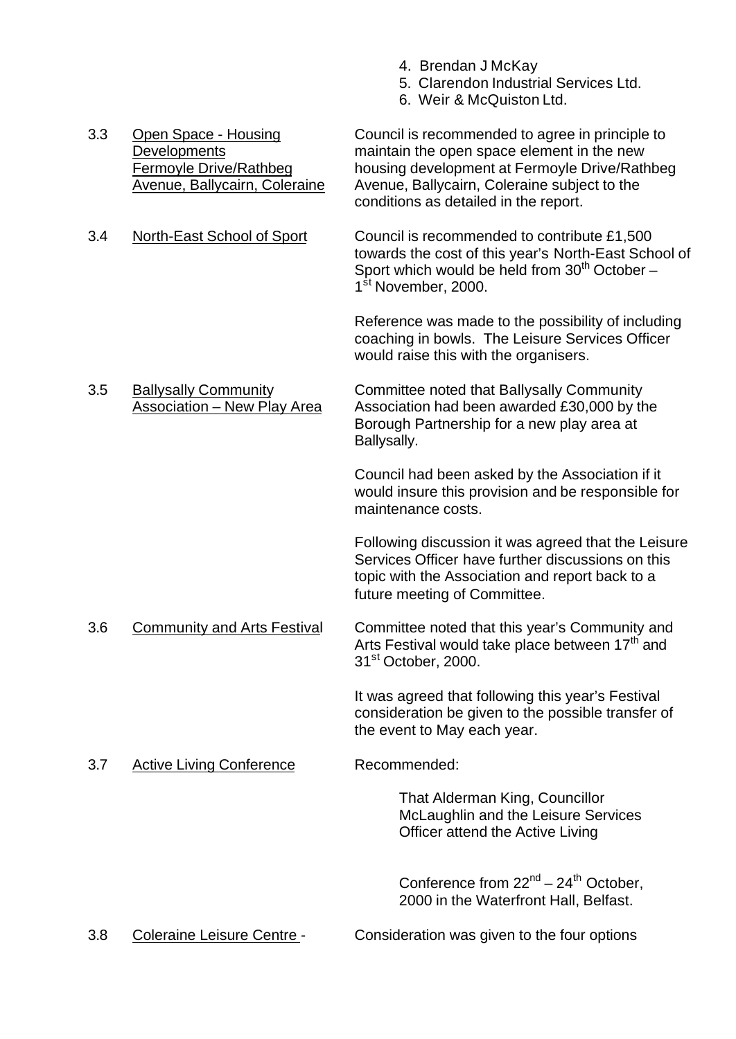4. Brendan J McKay
5. Clarendon Industrial Services Ltd.
6. Weir & McQuiston Ltd.

3.3 Open Space - Housing Developments Fermoyle Drive/Rathbeg Avenue, Ballycairn, Coleraine

Council is recommended to agree in principle to maintain the open space element in the new housing development at Fermoyle Drive/Rathbeg Avenue, Ballycairn, Coleraine subject to the conditions as detailed in the report.

3.4 North-East School of Sport

Council is recommended to contribute £1,500 towards the cost of this year's North-East School of Sport which would be held from 30th October – 1st November, 2000.

Reference was made to the possibility of including coaching in bowls. The Leisure Services Officer would raise this with the organisers.

3.5 Ballysally Community Association – New Play Area

Committee noted that Ballysally Community Association had been awarded £30,000 by the Borough Partnership for a new play area at Ballysally.

Council had been asked by the Association if it would insure this provision and be responsible for maintenance costs.

Following discussion it was agreed that the Leisure Services Officer have further discussions on this topic with the Association and report back to a future meeting of Committee.

3.6 Community and Arts Festival

Committee noted that this year's Community and Arts Festival would take place between 17th and 31st October, 2000.

It was agreed that following this year's Festival consideration be given to the possible transfer of the event to May each year.

3.7 Active Living Conference

Recommended:

That Alderman King, Councillor McLaughlin and the Leisure Services Officer attend the Active Living

Conference from 22nd – 24th October, 2000 in the Waterfront Hall, Belfast.

3.8 Coleraine Leisure Centre -

Consideration was given to the four options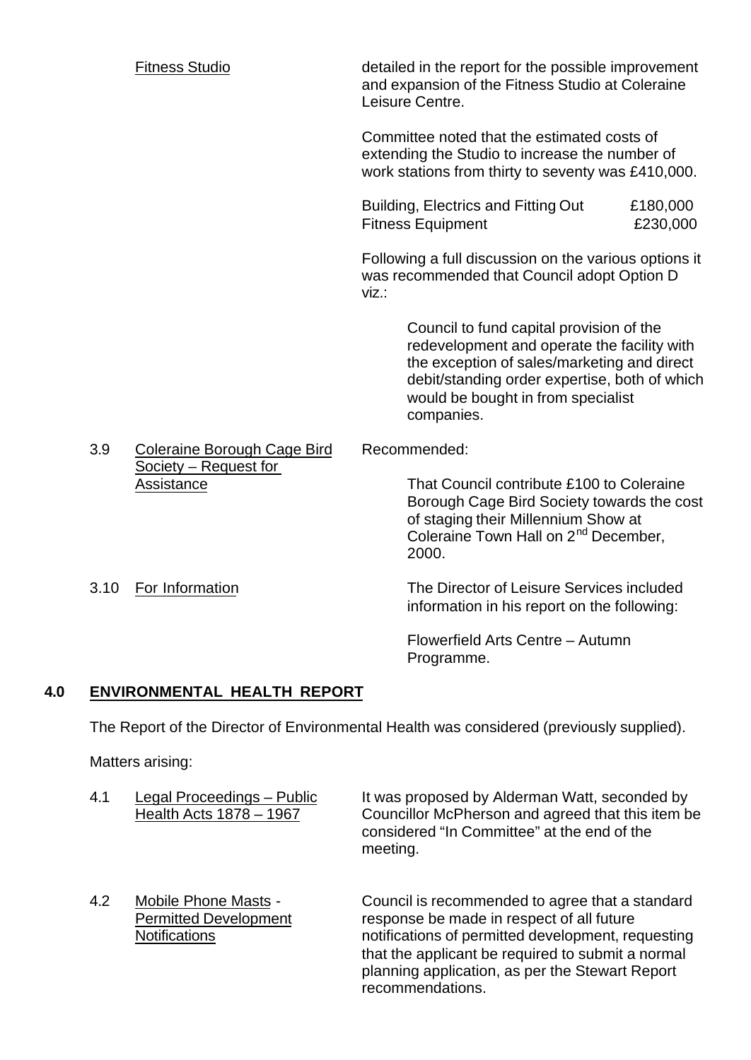Fitness Studio

detailed in the report for the possible improvement and expansion of the Fitness Studio at Coleraine Leisure Centre.

Committee noted that the estimated costs of extending the Studio to increase the number of work stations from thirty to seventy was £410,000.

| | |
|---|---|
| Building, Electrics and Fitting Out | £180,000 |
| Fitness Equipment | £230,000 |

Following a full discussion on the various options it was recommended that Council adopt Option D viz.:

> Council to fund capital provision of the redevelopment and operate the facility with the exception of sales/marketing and direct debit/standing order expertise, both of which would be bought in from specialist companies.

3.9 Coleraine Borough Cage Bird Society – Request for Assistance

Recommended:

> That Council contribute £100 to Coleraine Borough Cage Bird Society towards the cost of staging their Millennium Show at Coleraine Town Hall on 2nd December, 2000.

3.10 For Information

The Director of Leisure Services included information in his report on the following:

> Flowerfield Arts Centre – Autumn Programme.

## 4.0 ENVIRONMENTAL HEALTH REPORT

The Report of the Director of Environmental Health was considered (previously supplied).

Matters arising:

4.1 Legal Proceedings – Public Health Acts 1878 – 1967

It was proposed by Alderman Watt, seconded by Councillor McPherson and agreed that this item be considered "In Committee" at the end of the meeting.

4.2 Mobile Phone Masts - Permitted Development Notifications

Council is recommended to agree that a standard response be made in respect of all future notifications of permitted development, requesting that the applicant be required to submit a normal planning application, as per the Stewart Report recommendations.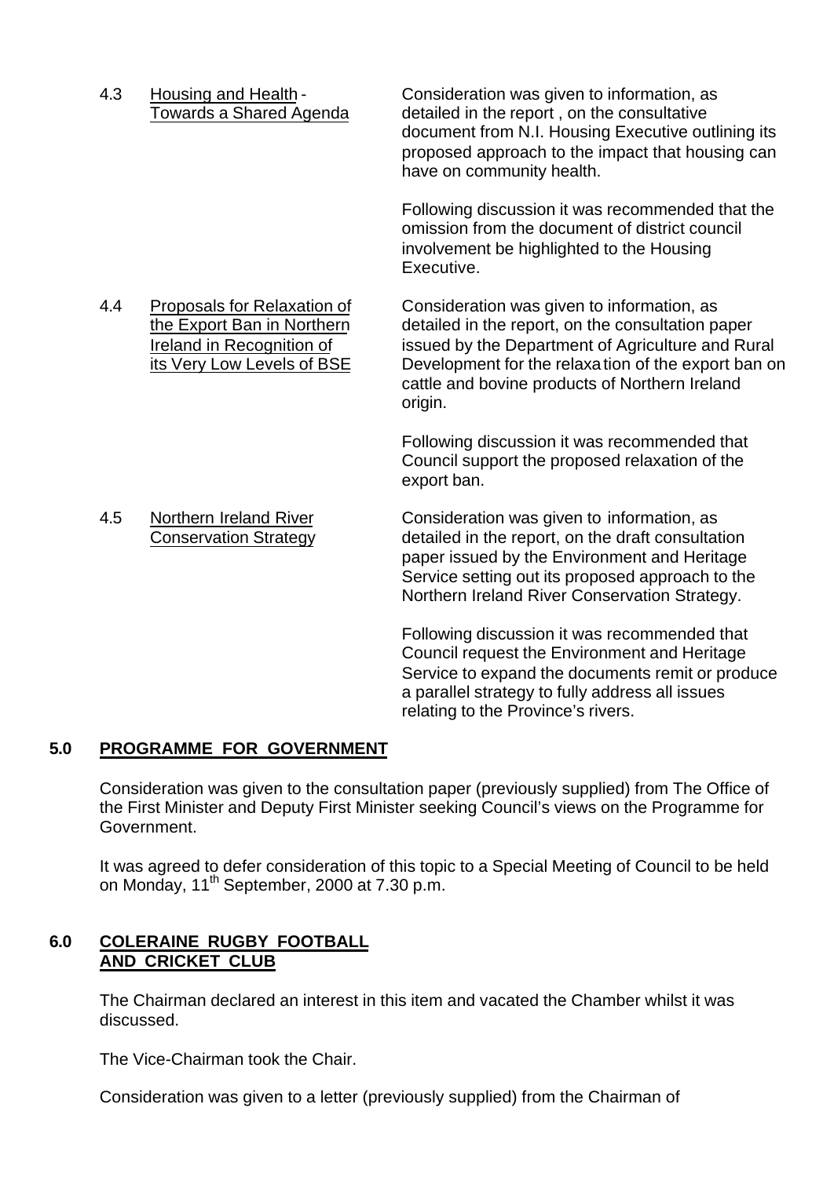4.3 Housing and Health - Towards a Shared Agenda

Consideration was given to information, as detailed in the report , on the consultative document from N.I. Housing Executive outlining its proposed approach to the impact that housing can have on community health.

Following discussion it was recommended that the omission from the document of district council involvement be highlighted to the Housing Executive.

4.4 Proposals for Relaxation of the Export Ban in Northern Ireland in Recognition of its Very Low Levels of BSE

Consideration was given to information, as detailed in the report, on the consultation paper issued by the Department of Agriculture and Rural Development for the relaxa tion of the export ban on cattle and bovine products of Northern Ireland origin.

Following discussion it was recommended that Council support the proposed relaxation of the export ban.

4.5 Northern Ireland River Conservation Strategy

Consideration was given to information, as detailed in the report, on the draft consultation paper issued by the Environment and Heritage Service setting out its proposed approach to the Northern Ireland River Conservation Strategy.

Following discussion it was recommended that Council request the Environment and Heritage Service to expand the documents remit or produce a parallel strategy to fully address all issues relating to the Province's rivers.

## 5.0 PROGRAMME FOR GOVERNMENT

Consideration was given to the consultation paper (previously supplied) from The Office of the First Minister and Deputy First Minister seeking Council's views on the Programme for Government.

It was agreed to defer consideration of this topic to a Special Meeting of Council to be held on Monday, 11th September, 2000 at 7.30 p.m.

## 6.0 COLERAINE RUGBY FOOTBALL AND CRICKET CLUB

The Chairman declared an interest in this item and vacated the Chamber whilst it was discussed.

The Vice-Chairman took the Chair.

Consideration was given to a letter (previously supplied) from the Chairman of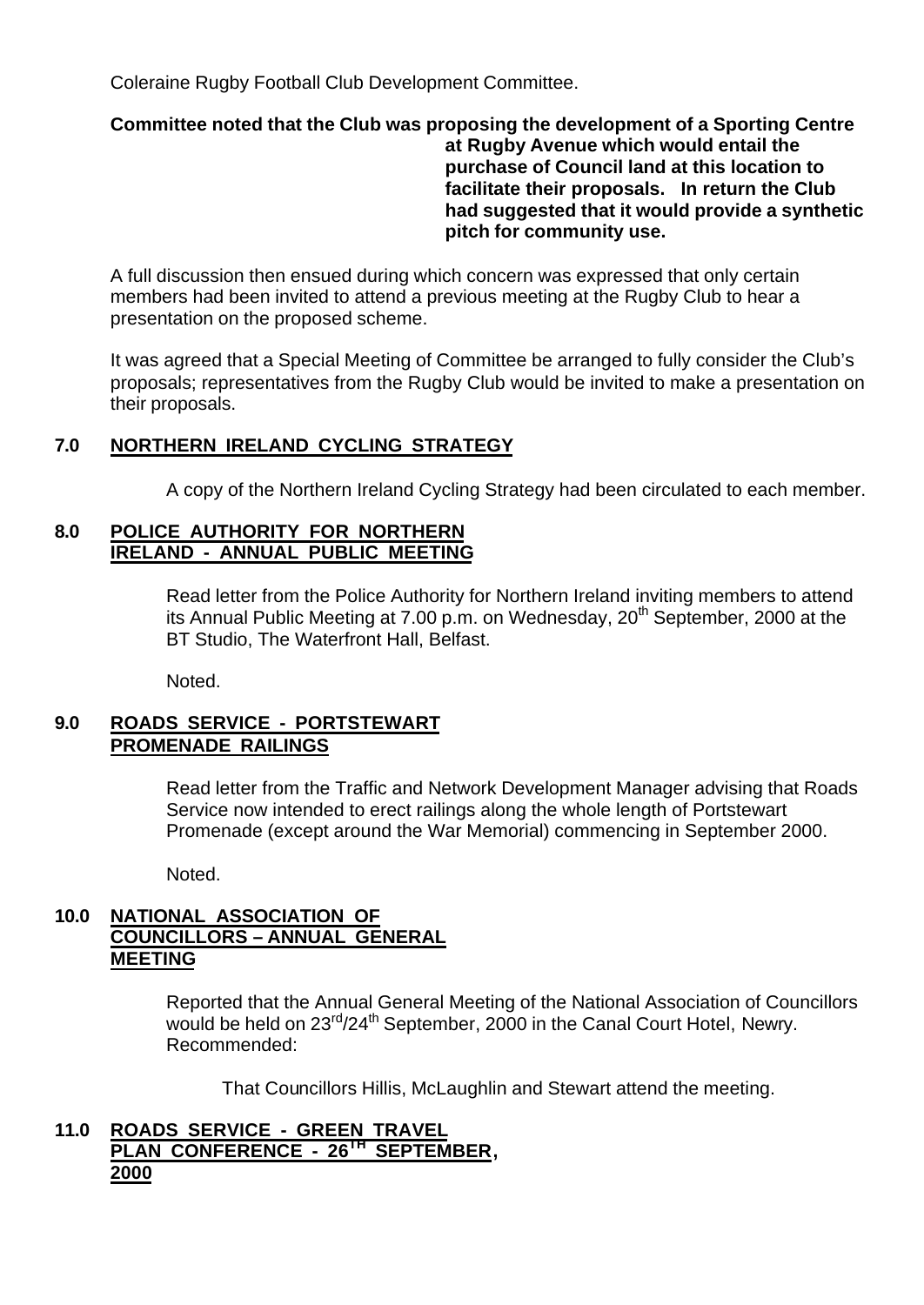Coleraine Rugby Football Club Development Committee.

**Committee noted that the Club was proposing the development of a Sporting Centre at Rugby Avenue which would entail the purchase of Council land at this location to facilitate their proposals. In return the Club had suggested that it would provide a synthetic pitch for community use.**

A full discussion then ensued during which concern was expressed that only certain members had been invited to attend a previous meeting at the Rugby Club to hear a presentation on the proposed scheme.

It was agreed that a Special Meeting of Committee be arranged to fully consider the Club's proposals; representatives from the Rugby Club would be invited to make a presentation on their proposals.

## 7.0 NORTHERN IRELAND CYCLING STRATEGY

A copy of the Northern Ireland Cycling Strategy had been circulated to each member.

## 8.0 POLICE AUTHORITY FOR NORTHERN IRELAND - ANNUAL PUBLIC MEETING

Read letter from the Police Authority for Northern Ireland inviting members to attend its Annual Public Meeting at 7.00 p.m. on Wednesday, 20th September, 2000 at the BT Studio, The Waterfront Hall, Belfast.

Noted.

## 9.0 ROADS SERVICE - PORTSTEWART PROMENADE RAILINGS

Read letter from the Traffic and Network Development Manager advising that Roads Service now intended to erect railings along the whole length of Portstewart Promenade (except around the War Memorial) commencing in September 2000.

Noted.

## 10.0 NATIONAL ASSOCIATION OF COUNCILLORS – ANNUAL GENERAL MEETING

Reported that the Annual General Meeting of the National Association of Councillors would be held on 23rd/24th September, 2000 in the Canal Court Hotel, Newry. Recommended:

That Councillors Hillis, McLaughlin and Stewart attend the meeting.

## 11.0 ROADS SERVICE - GREEN TRAVEL PLAN CONFERENCE - 26TH SEPTEMBER, 2000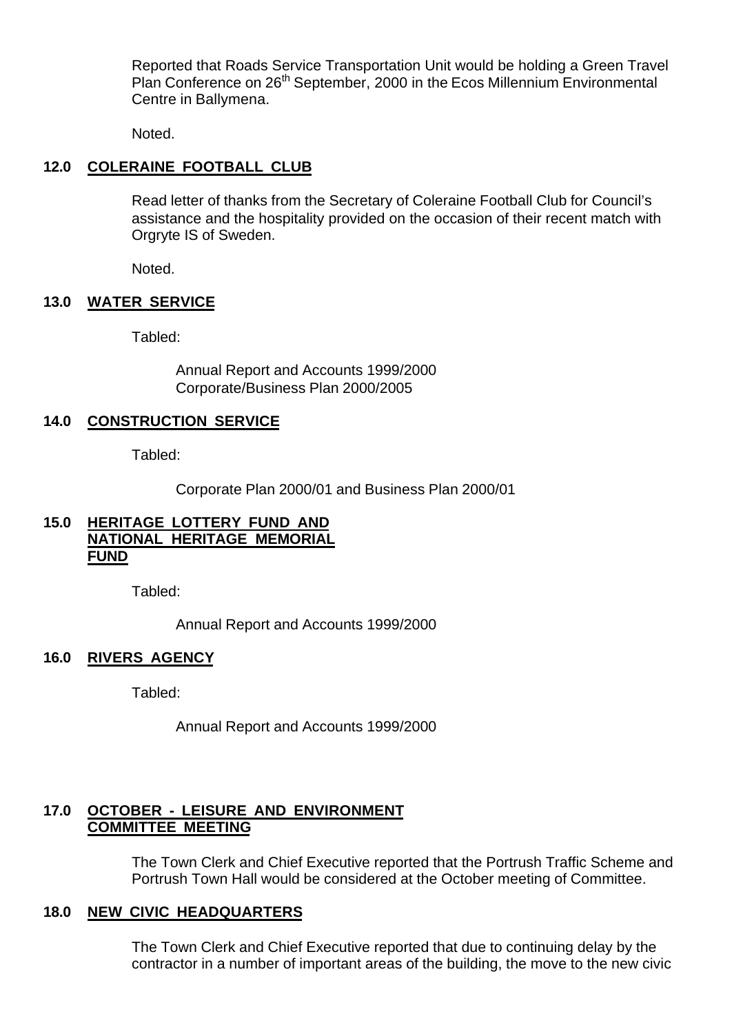Reported that Roads Service Transportation Unit would be holding a Green Travel Plan Conference on 26th September, 2000 in the Ecos Millennium Environmental Centre in Ballymena.

Noted.

**12.0 COLERAINE FOOTBALL CLUB**

Read letter of thanks from the Secretary of Coleraine Football Club for Council's assistance and the hospitality provided on the occasion of their recent match with Orgryte IS of Sweden.

Noted.

**13.0 WATER SERVICE**

Tabled:

Annual Report and Accounts 1999/2000
Corporate/Business Plan 2000/2005

**14.0 CONSTRUCTION SERVICE**

Tabled:

Corporate Plan 2000/01 and Business Plan 2000/01

**15.0 HERITAGE LOTTERY FUND AND NATIONAL HERITAGE MEMORIAL FUND**

Tabled:

Annual Report and Accounts 1999/2000

**16.0 RIVERS AGENCY**

Tabled:

Annual Report and Accounts 1999/2000

**17.0 OCTOBER - LEISURE AND ENVIRONMENT COMMITTEE MEETING**

The Town Clerk and Chief Executive reported that the Portrush Traffic Scheme and Portrush Town Hall would be considered at the October meeting of Committee.

**18.0 NEW CIVIC HEADQUARTERS**

The Town Clerk and Chief Executive reported that due to continuing delay by the contractor in a number of important areas of the building, the move to the new civic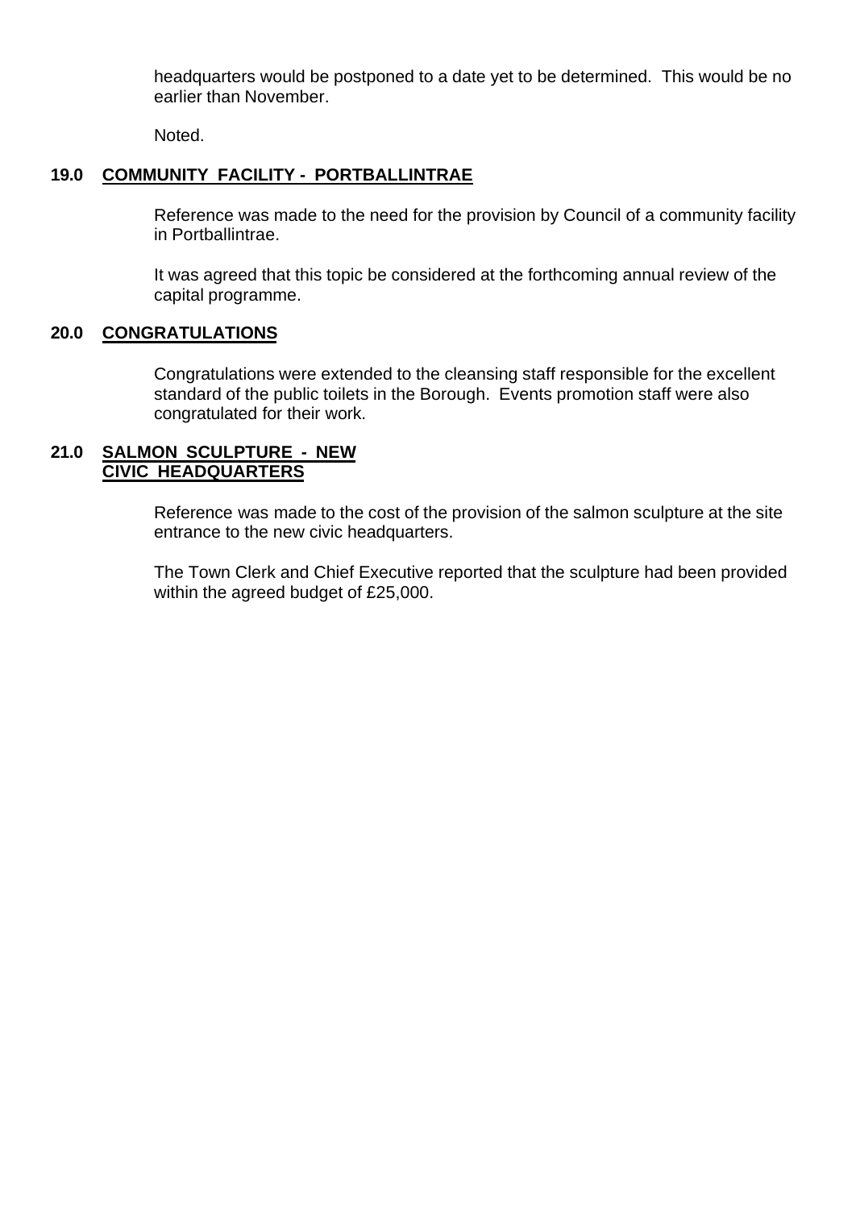headquarters would be postponed to a date yet to be determined. This would be no earlier than November.

Noted.

### 19.0 COMMUNITY FACILITY - PORTBALLINTRAE

Reference was made to the need for the provision by Council of a community facility in Portballintrae.

It was agreed that this topic be considered at the forthcoming annual review of the capital programme.

### 20.0 CONGRATULATIONS

Congratulations were extended to the cleansing staff responsible for the excellent standard of the public toilets in the Borough. Events promotion staff were also congratulated for their work.

### 21.0 SALMON SCULPTURE - NEW CIVIC HEADQUARTERS

Reference was made to the cost of the provision of the salmon sculpture at the site entrance to the new civic headquarters.

The Town Clerk and Chief Executive reported that the sculpture had been provided within the agreed budget of £25,000.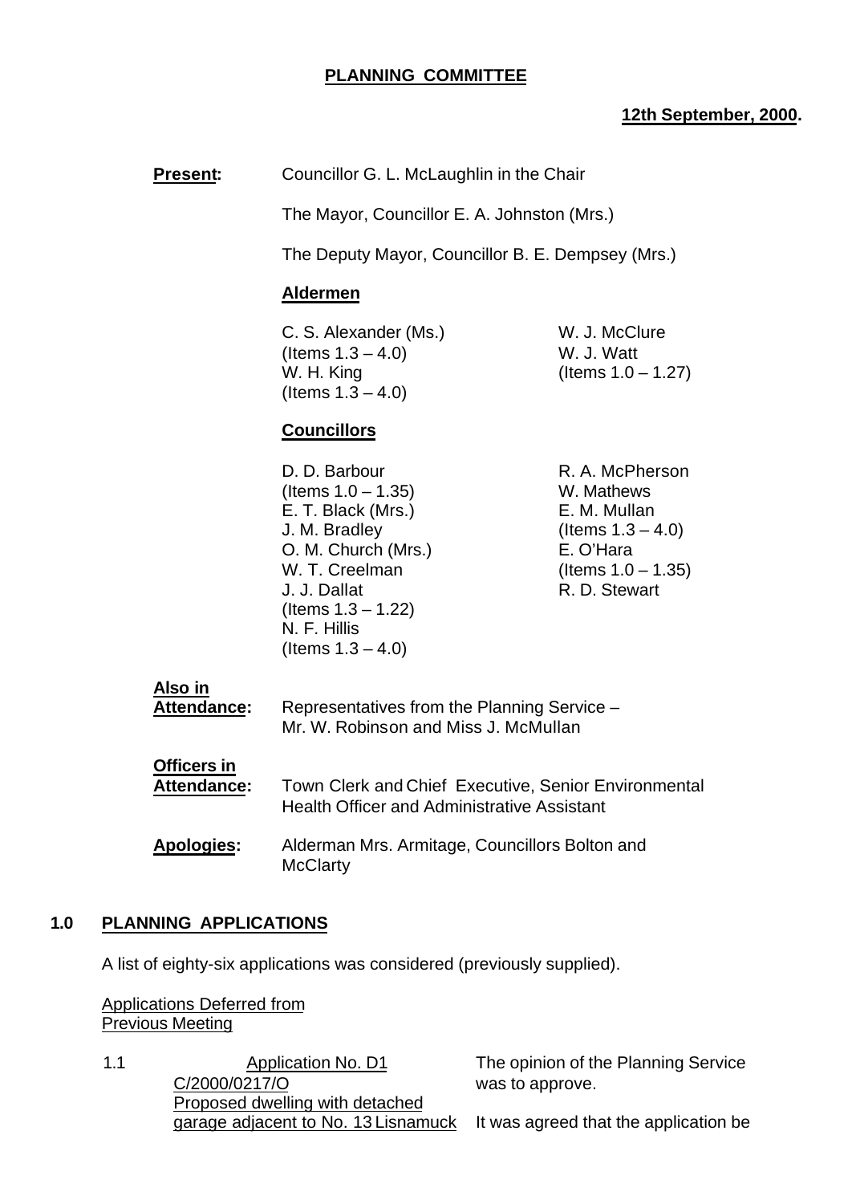**PLANNING COMMITTEE**

**12th September, 2000.**

**Present:** Councillor G. L. McLaughlin in the Chair

The Mayor, Councillor E. A. Johnston (Mrs.)

The Deputy Mayor, Councillor B. E. Dempsey (Mrs.)

**Aldermen**

C. S. Alexander (Ms.) (Items 1.3 – 4.0)
W. H. King (Items 1.3 – 4.0)
W. J. McClure
W. J. Watt (Items 1.0 – 1.27)

**Councillors**

D. D. Barbour (Items 1.0 – 1.35)
E. T. Black (Mrs.)
J. M. Bradley
O. M. Church (Mrs.)
W. T. Creelman
J. J. Dallat (Items 1.3 – 1.22)
N. F. Hillis (Items 1.3 – 4.0)
R. A. McPherson
W. Mathews
E. M. Mullan (Items 1.3 – 4.0)
E. O'Hara (Items 1.0 – 1.35)
R. D. Stewart

**Also in Attendance:** Representatives from the Planning Service – Mr. W. Robinson and Miss J. McMullan

**Officers in Attendance:** Town Clerk and Chief Executive, Senior Environmental Health Officer and Administrative Assistant

**Apologies:** Alderman Mrs. Armitage, Councillors Bolton and McClarty

## 1.0 PLANNING APPLICATIONS

A list of eighty-six applications was considered (previously supplied).

Applications Deferred from Previous Meeting

1.1 Application No. D1
C/2000/0217/O
Proposed dwelling with detached garage adjacent to No. 13 Lisnamuck

The opinion of the Planning Service was to approve.

It was agreed that the application be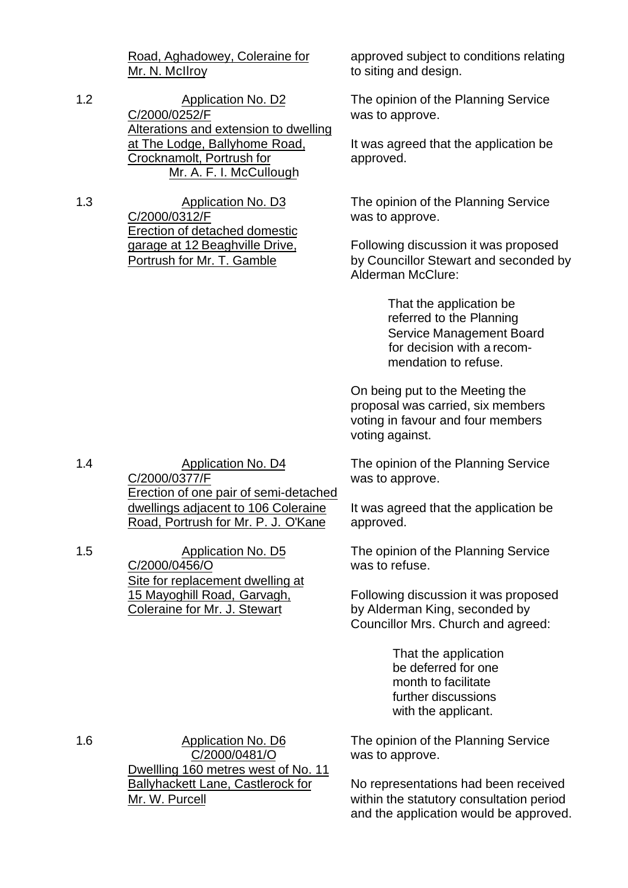Road, Aghadowey, Coleraine for Mr. N. McIlroy

approved subject to conditions relating to siting and design.

1.2 Application No. D2
C/2000/0252/F
Alterations and extension to dwelling at The Lodge, Ballyhome Road, Crocknamolt, Portrush for Mr. A. F. I. McCullough

The opinion of the Planning Service was to approve.

It was agreed that the application be approved.

1.3 Application No. D3
C/2000/0312/F
Erection of detached domestic garage at 12 Beaghville Drive, Portrush for Mr. T. Gamble

The opinion of the Planning Service was to approve.

Following discussion it was proposed by Councillor Stewart and seconded by Alderman McClure:

> That the application be referred to the Planning Service Management Board for decision with a recommendation to refuse.

On being put to the Meeting the proposal was carried, six members voting in favour and four members voting against.

1.4 Application No. D4
C/2000/0377/F
Erection of one pair of semi-detached dwellings adjacent to 106 Coleraine Road, Portrush for Mr. P. J. O'Kane

The opinion of the Planning Service was to approve.

It was agreed that the application be approved.

1.5 Application No. D5
C/2000/0456/O
Site for replacement dwelling at 15 Mayoghill Road, Garvagh, Coleraine for Mr. J. Stewart

The opinion of the Planning Service was to refuse.

Following discussion it was proposed by Alderman King, seconded by Councillor Mrs. Church and agreed:

> That the application be deferred for one month to facilitate further discussions with the applicant.

1.6 Application No. D6
C/2000/0481/O
Dwellling 160 metres west of No. 11 Ballyhackett Lane, Castlerock for Mr. W. Purcell

The opinion of the Planning Service was to approve.

No representations had been received within the statutory consultation period and the application would be approved.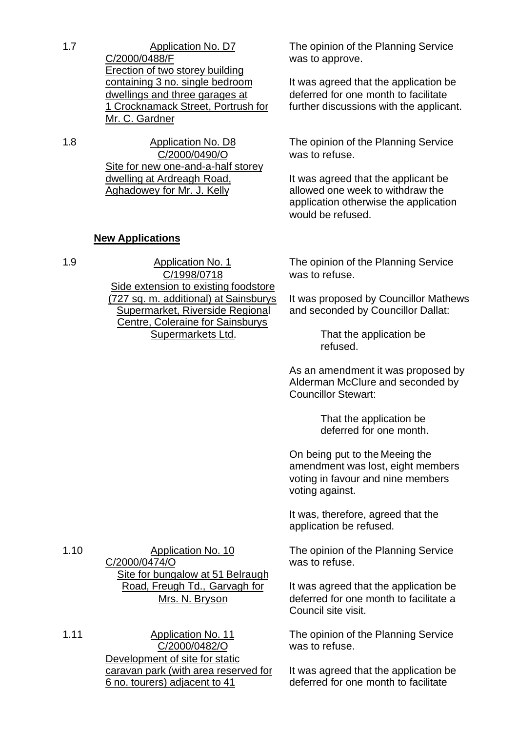1.7 Application No. D7
C/2000/0488/F
Erection of two storey building containing 3 no. single bedroom dwellings and three garages at 1 Crocknamack Street, Portrush for Mr. C. Gardner

The opinion of the Planning Service was to approve.

It was agreed that the application be deferred for one month to facilitate further discussions with the applicant.

1.8 Application No. D8
C/2000/0490/O
Site for new one-and-a-half storey dwelling at Ardreagh Road, Aghadowey for Mr. J. Kelly

The opinion of the Planning Service was to refuse.

It was agreed that the applicant be allowed one week to withdraw the application otherwise the application would be refused.

**New Applications**

1.9 Application No. 1
C/1998/0718
Side extension to existing foodstore (727 sq. m. additional) at Sainsburys Supermarket, Riverside Regional Centre, Coleraine for Sainsburys Supermarkets Ltd.

The opinion of the Planning Service was to refuse.

It was proposed by Councillor Mathews and seconded by Councillor Dallat:

> That the application be refused.

As an amendment it was proposed by Alderman McClure and seconded by Councillor Stewart:

> That the application be deferred for one month.

On being put to the Meeing the amendment was lost, eight members voting in favour and nine members voting against.

It was, therefore, agreed that the application be refused.

1.10 Application No. 10
C/2000/0474/O
Site for bungalow at 51 Belraugh Road, Freugh Td., Garvagh for Mrs. N. Bryson

The opinion of the Planning Service was to refuse.

It was agreed that the application be deferred for one month to facilitate a Council site visit.

1.11 Application No. 11
C/2000/0482/O
Development of site for static caravan park (with area reserved for 6 no. tourers) adjacent to 41

The opinion of the Planning Service was to refuse.

It was agreed that the application be deferred for one month to facilitate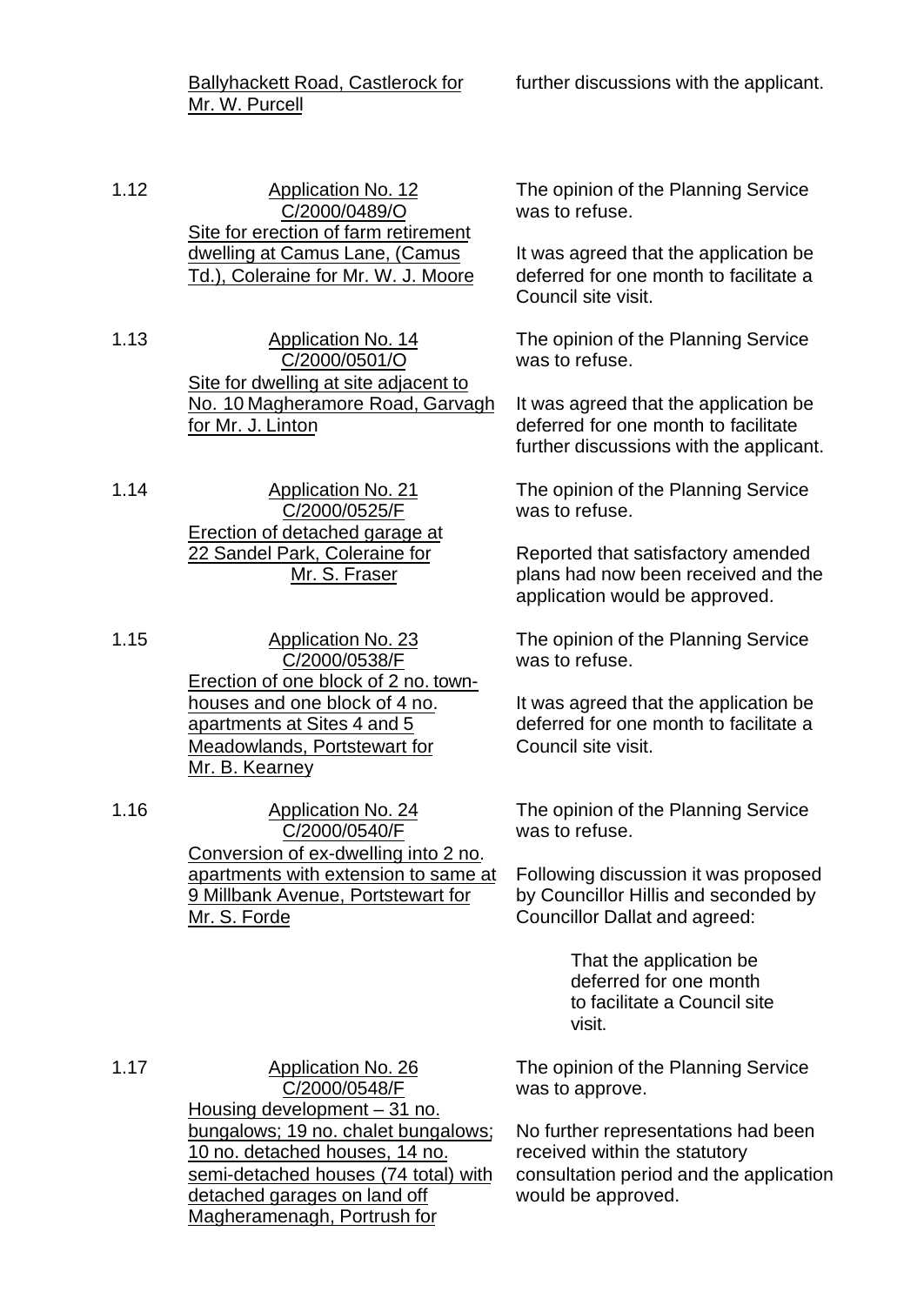| | | |
|---|---|---|
| | Ballyhackett Road, Castlerock for Mr. W. Purcell | further discussions with the applicant. |
| 1.12 | Application No. 12<br>C/2000/0489/O<br>Site for erection of farm retirement dwelling at Camus Lane, (Camus Td.), Coleraine for Mr. W. J. Moore | The opinion of the Planning Service was to refuse.<br><br>It was agreed that the application be deferred for one month to facilitate a Council site visit. |
| 1.13 | Application No. 14<br>C/2000/0501/O<br>Site for dwelling at site adjacent to No. 10 Magheramore Road, Garvagh for Mr. J. Linton | The opinion of the Planning Service was to refuse.<br><br>It was agreed that the application be deferred for one month to facilitate further discussions with the applicant. |
| 1.14 | Application No. 21<br>C/2000/0525/F<br>Erection of detached garage at 22 Sandel Park, Coleraine for Mr. S. Fraser | The opinion of the Planning Service was to refuse.<br><br>Reported that satisfactory amended plans had now been received and the application would be approved. |
| 1.15 | Application No. 23<br>C/2000/0538/F<br>Erection of one block of 2 no. town-houses and one block of 4 no. apartments at Sites 4 and 5 Meadowlands, Portstewart for Mr. B. Kearney | The opinion of the Planning Service was to refuse.<br><br>It was agreed that the application be deferred for one month to facilitate a Council site visit. |
| 1.16 | Application No. 24<br>C/2000/0540/F<br>Conversion of ex-dwelling into 2 no. apartments with extension to same at 9 Millbank Avenue, Portstewart for Mr. S. Forde | The opinion of the Planning Service was to refuse.<br><br>Following discussion it was proposed by Councillor Hillis and seconded by Councillor Dallat and agreed:<br><br>That the application be deferred for one month to facilitate a Council site visit. |
| 1.17 | Application No. 26<br>C/2000/0548/F<br>Housing development – 31 no. bungalows; 19 no. chalet bungalows; 10 no. detached houses, 14 no. semi-detached houses (74 total) with detached garages on land off Magheramenagh, Portrush for | The opinion of the Planning Service was to approve.<br><br>No further representations had been received within the statutory consultation period and the application would be approved. |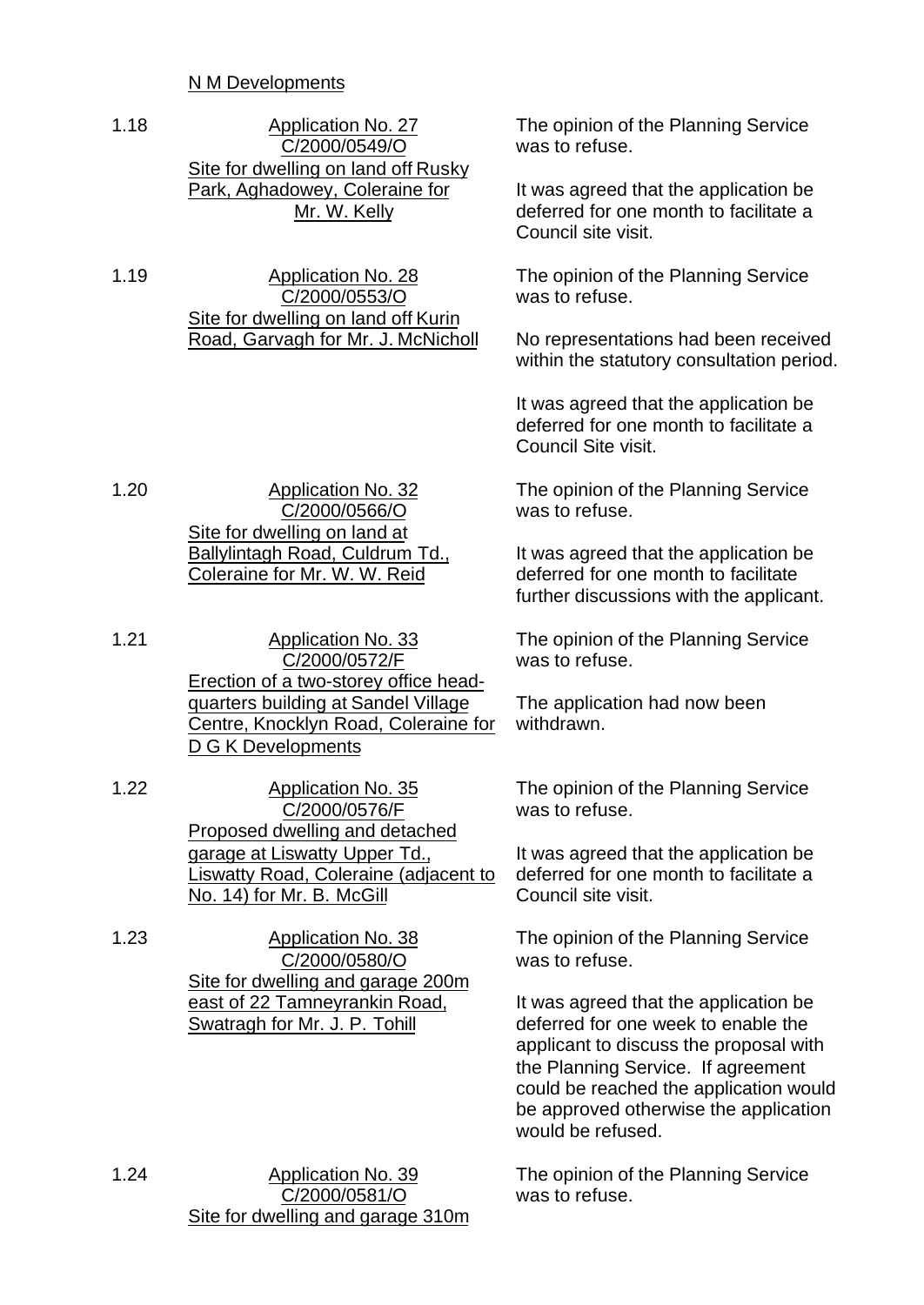<u>N M Developments</u>

| | | |
|---|---|---|
| 1.18 | <u>Application No. 27</u><br><u>C/2000/0549/O</u><br><u>Site for dwelling on land off Rusky Park, Aghadowey, Coleraine for Mr. W. Kelly</u> | The opinion of the Planning Service was to refuse.<br><br>It was agreed that the application be deferred for one month to facilitate a Council site visit. |
| 1.19 | <u>Application No. 28</u><br><u>C/2000/0553/O</u><br><u>Site for dwelling on land off Kurin Road, Garvagh for Mr. J. McNicholl</u> | The opinion of the Planning Service was to refuse.<br><br>No representations had been received within the statutory consultation period.<br><br>It was agreed that the application be deferred for one month to facilitate a Council Site visit. |
| 1.20 | <u>Application No. 32</u><br><u>C/2000/0566/O</u><br><u>Site for dwelling on land at Ballylintagh Road, Culdrum Td., Coleraine for Mr. W. W. Reid</u> | The opinion of the Planning Service was to refuse.<br><br>It was agreed that the application be deferred for one month to facilitate further discussions with the applicant. |
| 1.21 | <u>Application No. 33</u><br><u>C/2000/0572/F</u><br><u>Erection of a two-storey office head-quarters building at Sandel Village Centre, Knocklyn Road, Coleraine for D G K Developments</u> | The opinion of the Planning Service was to refuse.<br><br>The application had now been withdrawn. |
| 1.22 | <u>Application No. 35</u><br><u>C/2000/0576/F</u><br><u>Proposed dwelling and detached garage at Liswatty Upper Td., Liswatty Road, Coleraine (adjacent to No. 14) for Mr. B. McGill</u> | The opinion of the Planning Service was to refuse.<br><br>It was agreed that the application be deferred for one month to facilitate a Council site visit. |
| 1.23 | <u>Application No. 38</u><br><u>C/2000/0580/O</u><br><u>Site for dwelling and garage 200m east of 22 Tamneyrankin Road, Swatragh for Mr. J. P. Tohill</u> | The opinion of the Planning Service was to refuse.<br><br>It was agreed that the application be deferred for one week to enable the applicant to discuss the proposal with the Planning Service. If agreement could be reached the application would be approved otherwise the application would be refused. |
| 1.24 | <u>Application No. 39</u><br><u>C/2000/0581/O</u><br><u>Site for dwelling and garage 310m</u> | The opinion of the Planning Service was to refuse. |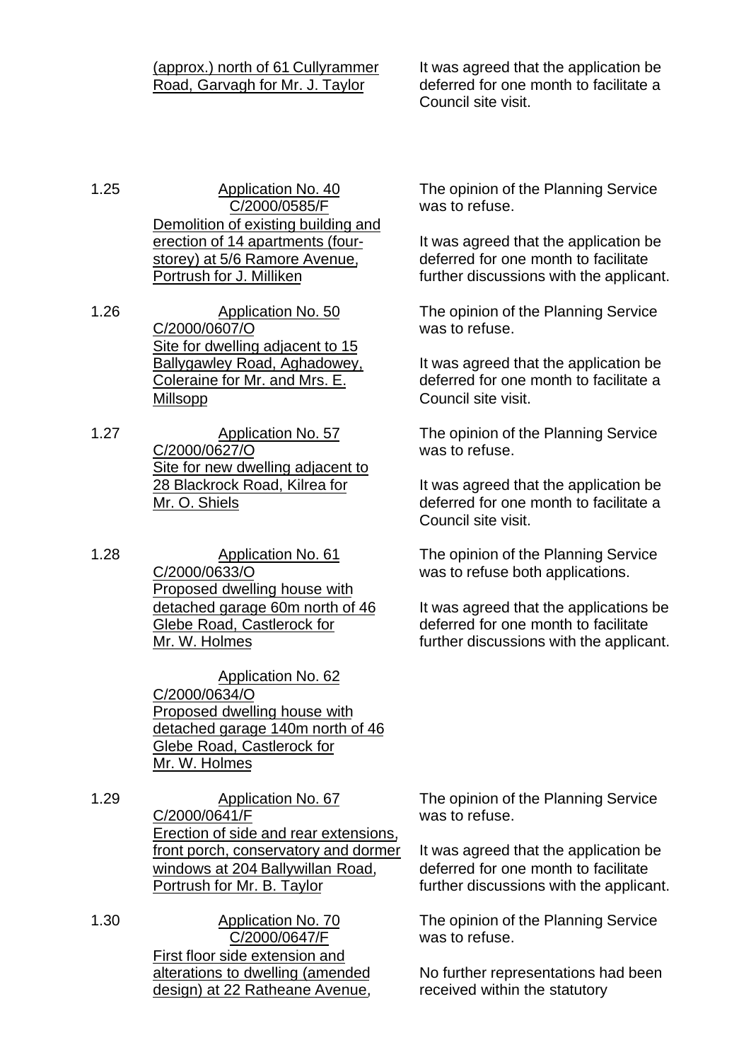(approx.) north of 61 Cullyrammer Road, Garvagh for Mr. J. Taylor

It was agreed that the application be deferred for one month to facilitate a Council site visit.

1.25 Application No. 40
C/2000/0585/F
Demolition of existing building and erection of 14 apartments (four-storey) at 5/6 Ramore Avenue, Portrush for J. Milliken

The opinion of the Planning Service was to refuse.

It was agreed that the application be deferred for one month to facilitate further discussions with the applicant.

1.26 Application No. 50
C/2000/0607/O
Site for dwelling adjacent to 15 Ballygawley Road, Aghadowey, Coleraine for Mr. and Mrs. E. Millsopp

The opinion of the Planning Service was to refuse.

It was agreed that the application be deferred for one month to facilitate a Council site visit.

1.27 Application No. 57
C/2000/0627/O
Site for new dwelling adjacent to 28 Blackrock Road, Kilrea for Mr. O. Shiels

The opinion of the Planning Service was to refuse.

It was agreed that the application be deferred for one month to facilitate a Council site visit.

1.28 Application No. 61
C/2000/0633/O
Proposed dwelling house with detached garage 60m north of 46 Glebe Road, Castlerock for Mr. W. Holmes

Application No. 62
C/2000/0634/O
Proposed dwelling house with detached garage 140m north of 46 Glebe Road, Castlerock for Mr. W. Holmes

The opinion of the Planning Service was to refuse both applications.

It was agreed that the applications be deferred for one month to facilitate further discussions with the applicant.

1.29 Application No. 67
C/2000/0641/F
Erection of side and rear extensions, front porch, conservatory and dormer windows at 204 Ballywillan Road, Portrush for Mr. B. Taylor

The opinion of the Planning Service was to refuse.

It was agreed that the application be deferred for one month to facilitate further discussions with the applicant.

1.30 Application No. 70
C/2000/0647/F
First floor side extension and alterations to dwelling (amended design) at 22 Ratheane Avenue,

The opinion of the Planning Service was to refuse.

No further representations had been received within the statutory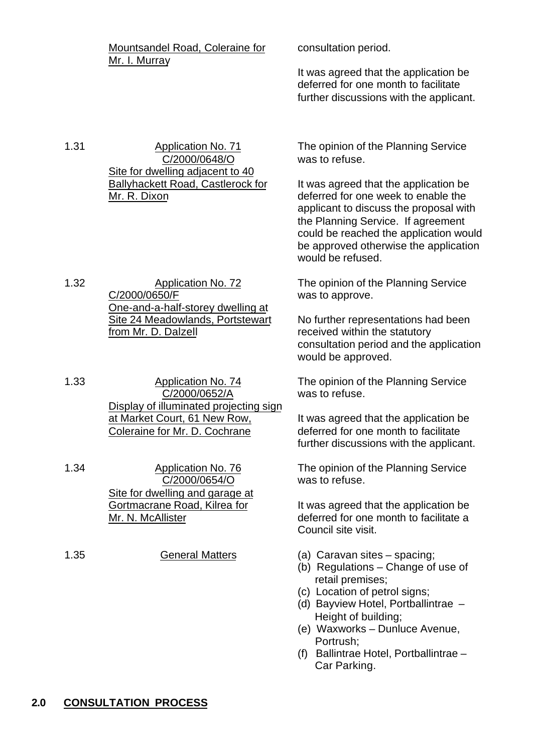| | | |
|---|---|---|
| | Mountsandel Road, Coleraine for Mr. I. Murray | consultation period.<br><br>It was agreed that the application be deferred for one month to facilitate further discussions with the applicant. |
| 1.31 | Application No. 71<br>C/2000/0648/O<br>Site for dwelling adjacent to 40 Ballyhackett Road, Castlerock for Mr. R. Dixon | The opinion of the Planning Service was to refuse.<br><br>It was agreed that the application be deferred for one week to enable the applicant to discuss the proposal with the Planning Service. If agreement could be reached the application would be approved otherwise the application would be refused. |
| 1.32 | Application No. 72<br>C/2000/0650/F<br>One-and-a-half-storey dwelling at Site 24 Meadowlands, Portstewart from Mr. D. Dalzell | The opinion of the Planning Service was to approve.<br><br>No further representations had been received within the statutory consultation period and the application would be approved. |
| 1.33 | Application No. 74<br>C/2000/0652/A<br>Display of illuminated projecting sign at Market Court, 61 New Row, Coleraine for Mr. D. Cochrane | The opinion of the Planning Service was to refuse.<br><br>It was agreed that the application be deferred for one month to facilitate further discussions with the applicant. |
| 1.34 | Application No. 76<br>C/2000/0654/O<br>Site for dwelling and garage at Gortmacrane Road, Kilrea for Mr. N. McAllister | The opinion of the Planning Service was to refuse.<br><br>It was agreed that the application be deferred for one month to facilitate a Council site visit. |
| 1.35 | General Matters | (a) Caravan sites – spacing;<br>(b) Regulations – Change of use of retail premises;<br>(c) Location of petrol signs;<br>(d) Bayview Hotel, Portballintrae – Height of building;<br>(e) Waxworks – Dunluce Avenue, Portrush;<br>(f) Ballintrae Hotel, Portballintrae – Car Parking. |

## 2.0 CONSULTATION PROCESS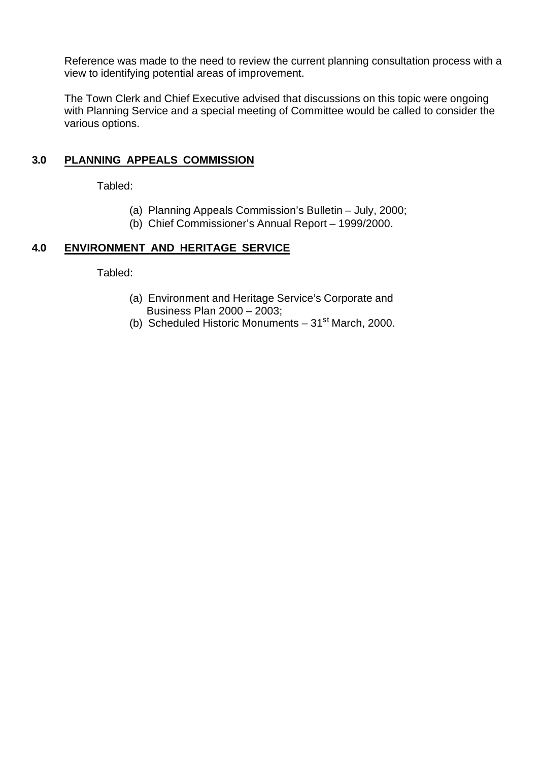Reference was made to the need to review the current planning consultation process with a view to identifying potential areas of improvement.

The Town Clerk and Chief Executive advised that discussions on this topic were ongoing with Planning Service and a special meeting of Committee would be called to consider the various options.

## 3.0 PLANNING APPEALS COMMISSION

Tabled:

(a) Planning Appeals Commission's Bulletin – July, 2000;
(b) Chief Commissioner's Annual Report – 1999/2000.

## 4.0 ENVIRONMENT AND HERITAGE SERVICE

Tabled:

(a) Environment and Heritage Service's Corporate and Business Plan 2000 – 2003;
(b) Scheduled Historic Monuments – 31st March, 2000.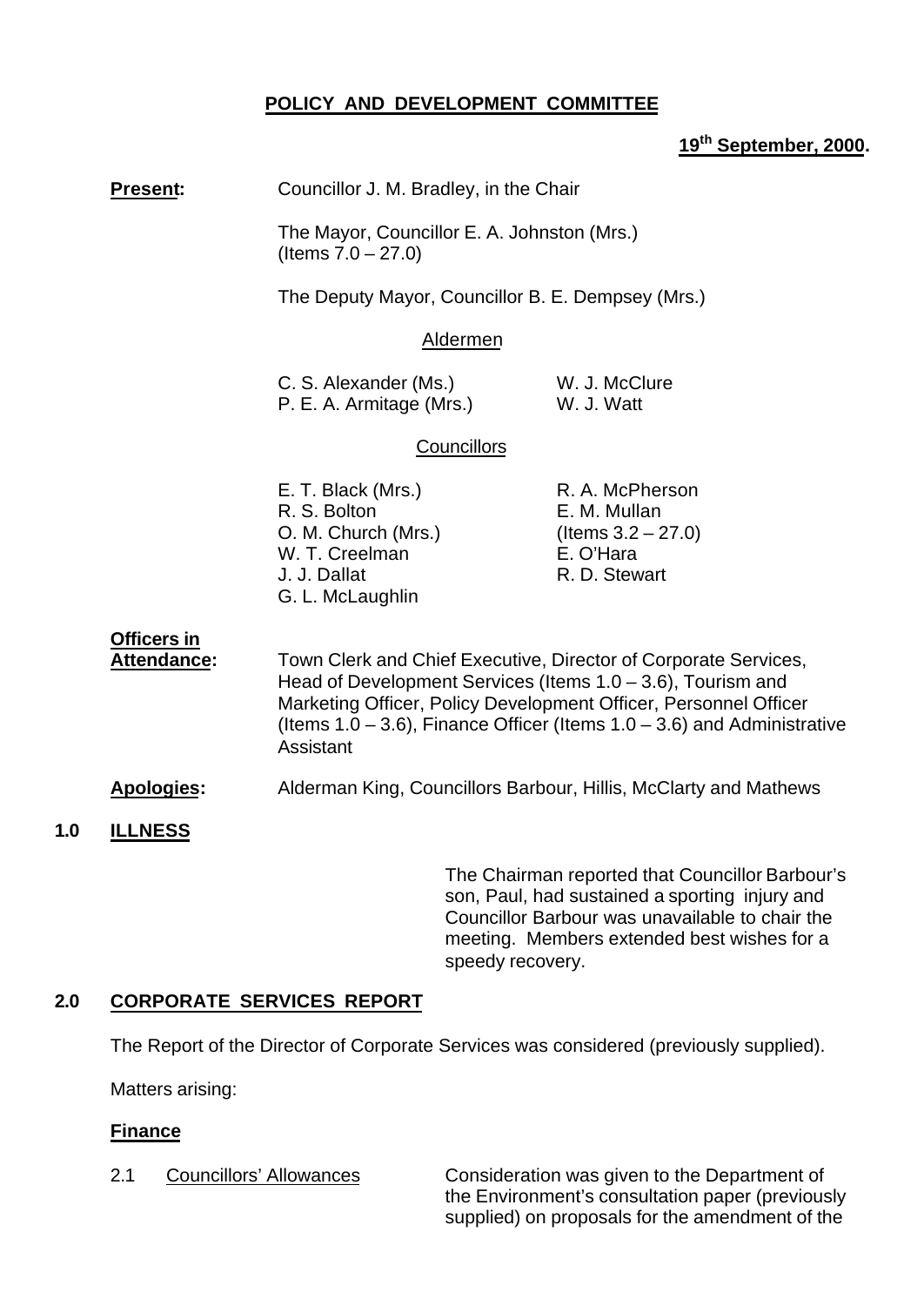## POLICY AND DEVELOPMENT COMMITTEE

**19th September, 2000.**

**Present:** Councillor J. M. Bradley, in the Chair

The Mayor, Councillor E. A. Johnston (Mrs.) (Items 7.0 – 27.0)

The Deputy Mayor, Councillor B. E. Dempsey (Mrs.)

Aldermen

C. S. Alexander (Ms.)
P. E. A. Armitage (Mrs.)
W. J. McClure
W. J. Watt

Councillors

E. T. Black (Mrs.)
R. S. Bolton
O. M. Church (Mrs.)
W. T. Creelman
J. J. Dallat
G. L. McLaughlin
R. A. McPherson
E. M. Mullan (Items 3.2 – 27.0)
E. O'Hara
R. D. Stewart

**Officers in Attendance:** Town Clerk and Chief Executive, Director of Corporate Services, Head of Development Services (Items 1.0 – 3.6), Tourism and Marketing Officer, Policy Development Officer, Personnel Officer (Items 1.0 – 3.6), Finance Officer (Items 1.0 – 3.6) and Administrative Assistant

**Apologies:** Alderman King, Councillors Barbour, Hillis, McClarty and Mathews

### 1.0 ILLNESS

The Chairman reported that Councillor Barbour's son, Paul, had sustained a sporting injury and Councillor Barbour was unavailable to chair the meeting. Members extended best wishes for a speedy recovery.

### 2.0 CORPORATE SERVICES REPORT

The Report of the Director of Corporate Services was considered (previously supplied).

Matters arising:

**Finance**

2.1 Councillors' Allowances

Consideration was given to the Department of the Environment's consultation paper (previously supplied) on proposals for the amendment of the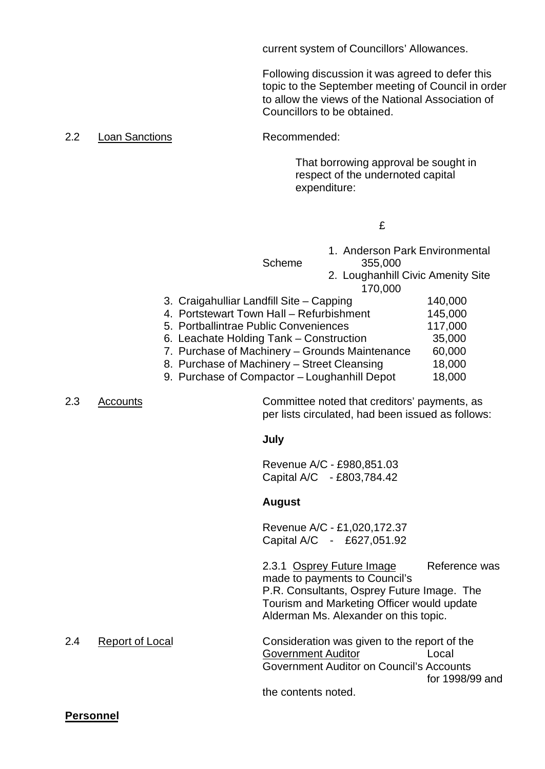current system of Councillors' Allowances.

Following discussion it was agreed to defer this topic to the September meeting of Council in order to allow the views of the National Association of Councillors to be obtained.

2.2 Loan Sanctions

Recommended:

That borrowing approval be sought in respect of the undernoted capital expenditure:

| | £ |
|---|---|
| 1. Anderson Park Environmental Scheme | 355,000 |
| 2. Loughanhill Civic Amenity Site | 170,000 |
| 3. Craigahulliar Landfill Site – Capping | 140,000 |
| 4. Portstewart Town Hall – Refurbishment | 145,000 |
| 5. Portballintrae Public Conveniences | 117,000 |
| 6. Leachate Holding Tank – Construction | 35,000 |
| 7. Purchase of Machinery – Grounds Maintenance | 60,000 |
| 8. Purchase of Machinery – Street Cleansing | 18,000 |
| 9. Purchase of Compactor – Loughanhill Depot | 18,000 |

2.3 Accounts

Committee noted that creditors' payments, as per lists circulated, had been issued as follows:

**July**

Revenue A/C - £980,851.03
Capital A/C - £803,784.42

**August**

Revenue A/C - £1,020,172.37
Capital A/C - £627,051.92

2.3.1 Osprey Future Image

Reference was made to payments to Council's P.R. Consultants, Osprey Future Image. The Tourism and Marketing Officer would update Alderman Ms. Alexander on this topic.

2.4 Report of Local Government Auditor

Consideration was given to the report of the Local Government Auditor on Council's Accounts for 1998/99 and the contents noted.

**Personnel**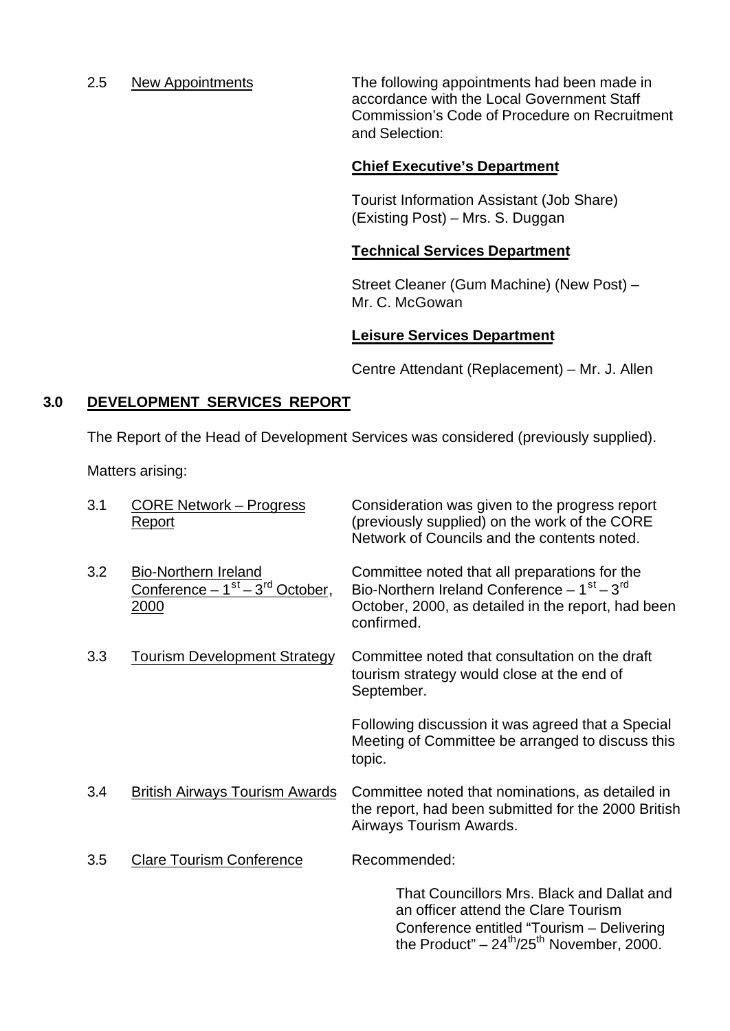2.5 <u>New Appointments</u>

The following appointments had been made in accordance with the Local Government Staff Commission's Code of Procedure on Recruitment and Selection:

**<u>Chief Executive's Department</u>**

Tourist Information Assistant (Job Share) (Existing Post) – Mrs. S. Duggan

**<u>Technical Services Department</u>**

Street Cleaner (Gum Machine) (New Post) – Mr. C. McGowan

**<u>Leisure Services Department</u>**

Centre Attendant (Replacement) – Mr. J. Allen

## 3.0 <u>DEVELOPMENT SERVICES REPORT</u>

The Report of the Head of Development Services was considered (previously supplied).

Matters arising:

3.1 <u>CORE Network – Progress Report</u>

Consideration was given to the progress report (previously supplied) on the work of the CORE Network of Councils and the contents noted.

3.2 <u>Bio-Northern Ireland Conference – 1st – 3rd October, 2000</u>

Committee noted that all preparations for the Bio-Northern Ireland Conference – 1st – 3rd October, 2000, as detailed in the report, had been confirmed.

3.3 <u>Tourism Development Strategy</u>

Committee noted that consultation on the draft tourism strategy would close at the end of September.

Following discussion it was agreed that a Special Meeting of Committee be arranged to discuss this topic.

3.4 <u>British Airways Tourism Awards</u>

Committee noted that nominations, as detailed in the report, had been submitted for the 2000 British Airways Tourism Awards.

3.5 <u>Clare Tourism Conference</u>

Recommended:

> That Councillors Mrs. Black and Dallat and an officer attend the Clare Tourism Conference entitled "Tourism – Delivering the Product" – 24th/25th November, 2000.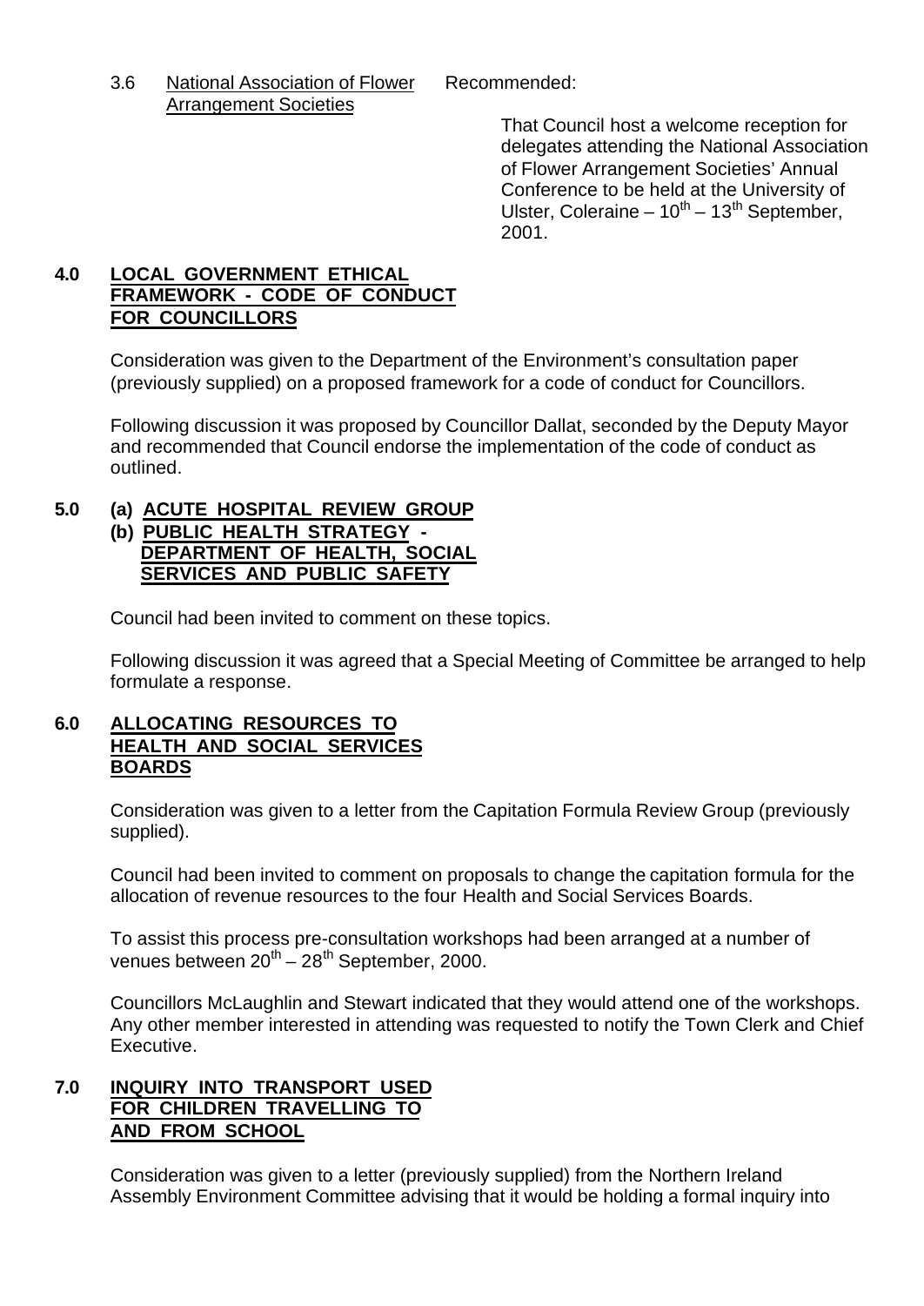3.6 <u>National Association of Flower Arrangement Societies</u>

Recommended:

That Council host a welcome reception for delegates attending the National Association of Flower Arrangement Societies' Annual Conference to be held at the University of Ulster, Coleraine – 10th – 13th September, 2001.

## 4.0 LOCAL GOVERNMENT ETHICAL FRAMEWORK - CODE OF CONDUCT FOR COUNCILLORS

Consideration was given to the Department of the Environment's consultation paper (previously supplied) on a proposed framework for a code of conduct for Councillors.

Following discussion it was proposed by Councillor Dallat, seconded by the Deputy Mayor and recommended that Council endorse the implementation of the code of conduct as outlined.

## 5.0 (a) ACUTE HOSPITAL REVIEW GROUP
## (b) PUBLIC HEALTH STRATEGY - DEPARTMENT OF HEALTH, SOCIAL SERVICES AND PUBLIC SAFETY

Council had been invited to comment on these topics.

Following discussion it was agreed that a Special Meeting of Committee be arranged to help formulate a response.

## 6.0 ALLOCATING RESOURCES TO HEALTH AND SOCIAL SERVICES BOARDS

Consideration was given to a letter from the Capitation Formula Review Group (previously supplied).

Council had been invited to comment on proposals to change the capitation formula for the allocation of revenue resources to the four Health and Social Services Boards.

To assist this process pre-consultation workshops had been arranged at a number of venues between 20th – 28th September, 2000.

Councillors McLaughlin and Stewart indicated that they would attend one of the workshops. Any other member interested in attending was requested to notify the Town Clerk and Chief Executive.

## 7.0 INQUIRY INTO TRANSPORT USED FOR CHILDREN TRAVELLING TO AND FROM SCHOOL

Consideration was given to a letter (previously supplied) from the Northern Ireland Assembly Environment Committee advising that it would be holding a formal inquiry into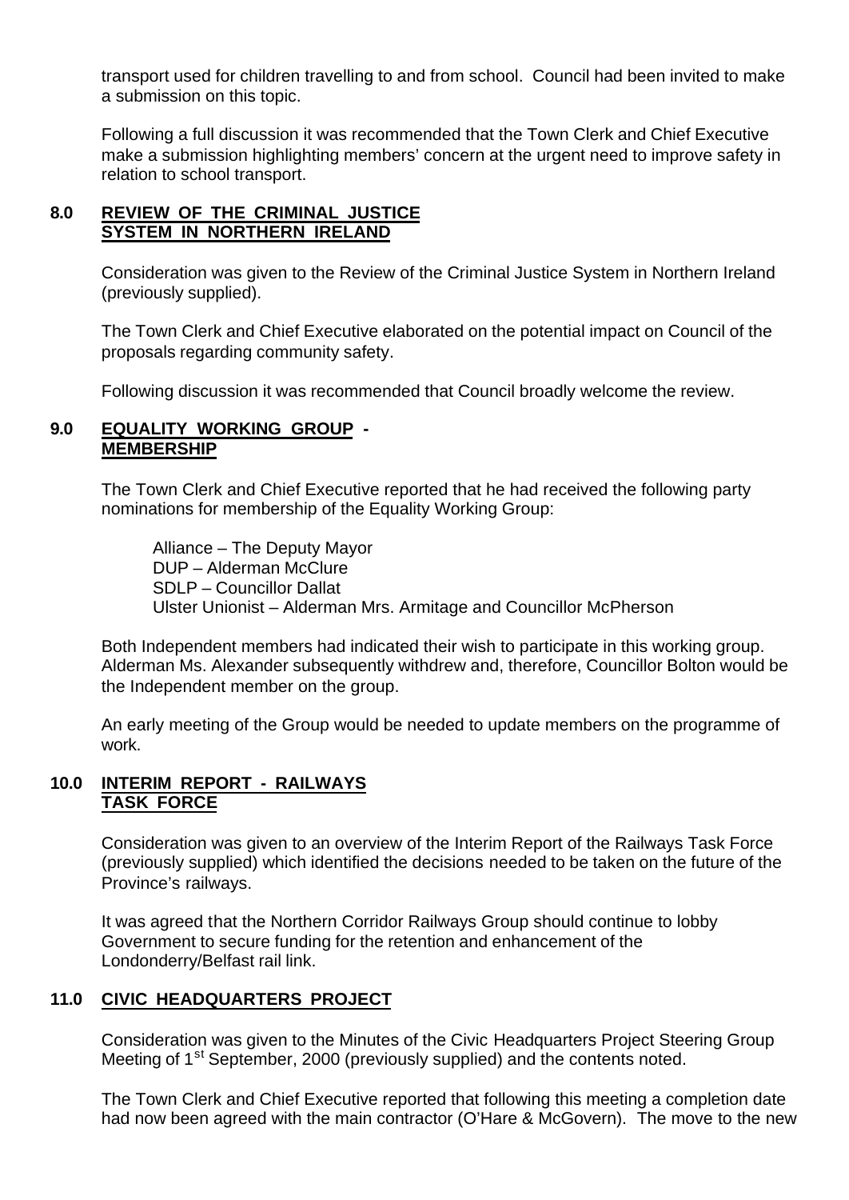transport used for children travelling to and from school. Council had been invited to make a submission on this topic.

Following a full discussion it was recommended that the Town Clerk and Chief Executive make a submission highlighting members' concern at the urgent need to improve safety in relation to school transport.

## 8.0 REVIEW OF THE CRIMINAL JUSTICE SYSTEM IN NORTHERN IRELAND

Consideration was given to the Review of the Criminal Justice System in Northern Ireland (previously supplied).

The Town Clerk and Chief Executive elaborated on the potential impact on Council of the proposals regarding community safety.

Following discussion it was recommended that Council broadly welcome the review.

## 9.0 EQUALITY WORKING GROUP - MEMBERSHIP

The Town Clerk and Chief Executive reported that he had received the following party nominations for membership of the Equality Working Group:

Alliance – The Deputy Mayor
DUP – Alderman McClure
SDLP – Councillor Dallat
Ulster Unionist – Alderman Mrs. Armitage and Councillor McPherson

Both Independent members had indicated their wish to participate in this working group. Alderman Ms. Alexander subsequently withdrew and, therefore, Councillor Bolton would be the Independent member on the group.

An early meeting of the Group would be needed to update members on the programme of work.

## 10.0 INTERIM REPORT - RAILWAYS TASK FORCE

Consideration was given to an overview of the Interim Report of the Railways Task Force (previously supplied) which identified the decisions needed to be taken on the future of the Province's railways.

It was agreed that the Northern Corridor Railways Group should continue to lobby Government to secure funding for the retention and enhancement of the Londonderry/Belfast rail link.

## 11.0 CIVIC HEADQUARTERS PROJECT

Consideration was given to the Minutes of the Civic Headquarters Project Steering Group Meeting of 1st September, 2000 (previously supplied) and the contents noted.

The Town Clerk and Chief Executive reported that following this meeting a completion date had now been agreed with the main contractor (O'Hare & McGovern). The move to the new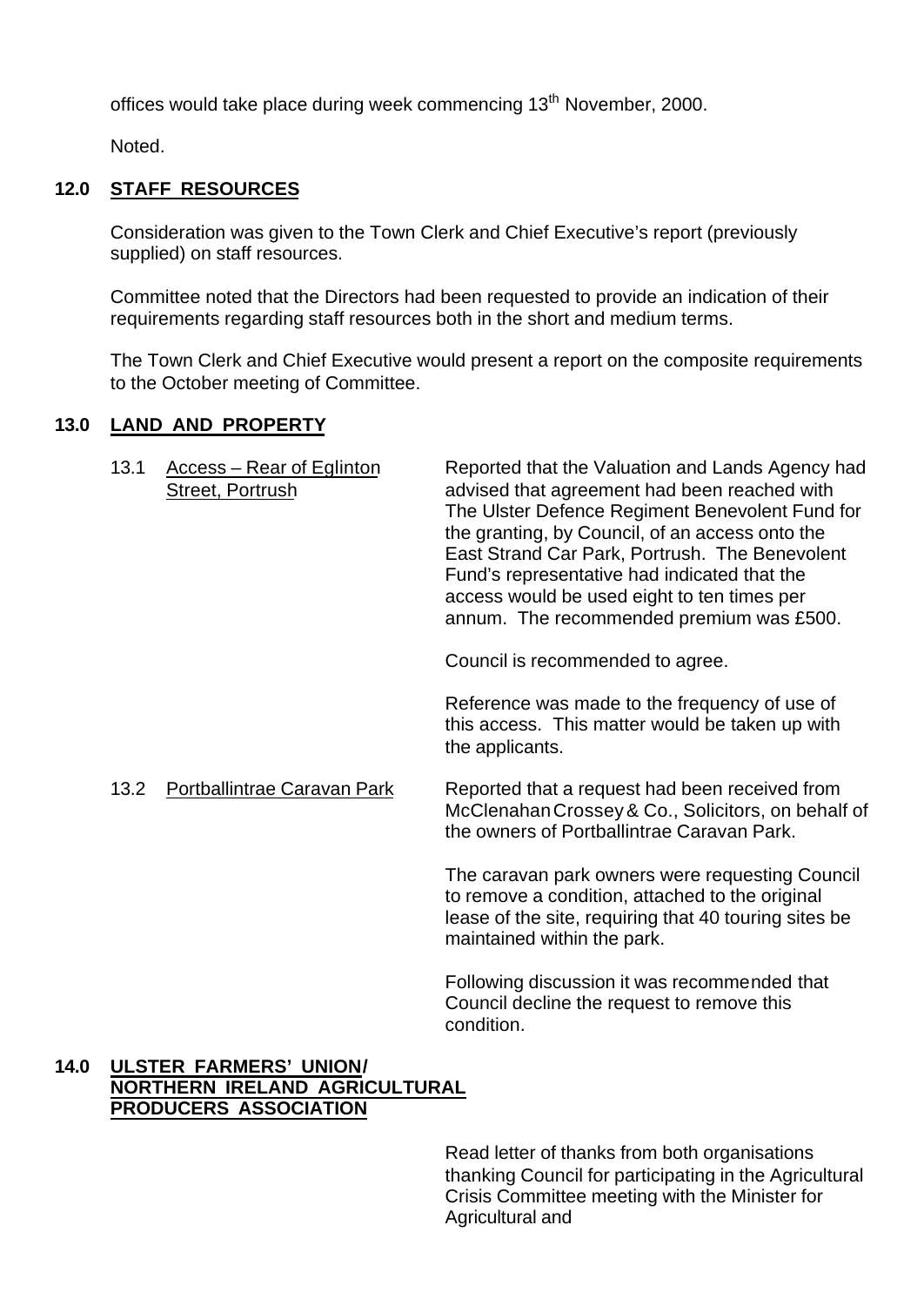offices would take place during week commencing 13th November, 2000.

Noted.

## 12.0 STAFF RESOURCES

Consideration was given to the Town Clerk and Chief Executive's report (previously supplied) on staff resources.

Committee noted that the Directors had been requested to provide an indication of their requirements regarding staff resources both in the short and medium terms.

The Town Clerk and Chief Executive would present a report on the composite requirements to the October meeting of Committee.

## 13.0 LAND AND PROPERTY

13.1 Access – Rear of Eglinton Street, Portrush

Reported that the Valuation and Lands Agency had advised that agreement had been reached with The Ulster Defence Regiment Benevolent Fund for the granting, by Council, of an access onto the East Strand Car Park, Portrush. The Benevolent Fund's representative had indicated that the access would be used eight to ten times per annum. The recommended premium was £500.

Council is recommended to agree.

Reference was made to the frequency of use of this access. This matter would be taken up with the applicants.

13.2 Portballintrae Caravan Park

Reported that a request had been received from McClenahan Crossey & Co., Solicitors, on behalf of the owners of Portballintrae Caravan Park.

The caravan park owners were requesting Council to remove a condition, attached to the original lease of the site, requiring that 40 touring sites be maintained within the park.

Following discussion it was recommended that Council decline the request to remove this condition.

## 14.0 ULSTER FARMERS' UNION/ NORTHERN IRELAND AGRICULTURAL PRODUCERS ASSOCIATION

Read letter of thanks from both organisations thanking Council for participating in the Agricultural Crisis Committee meeting with the Minister for Agricultural and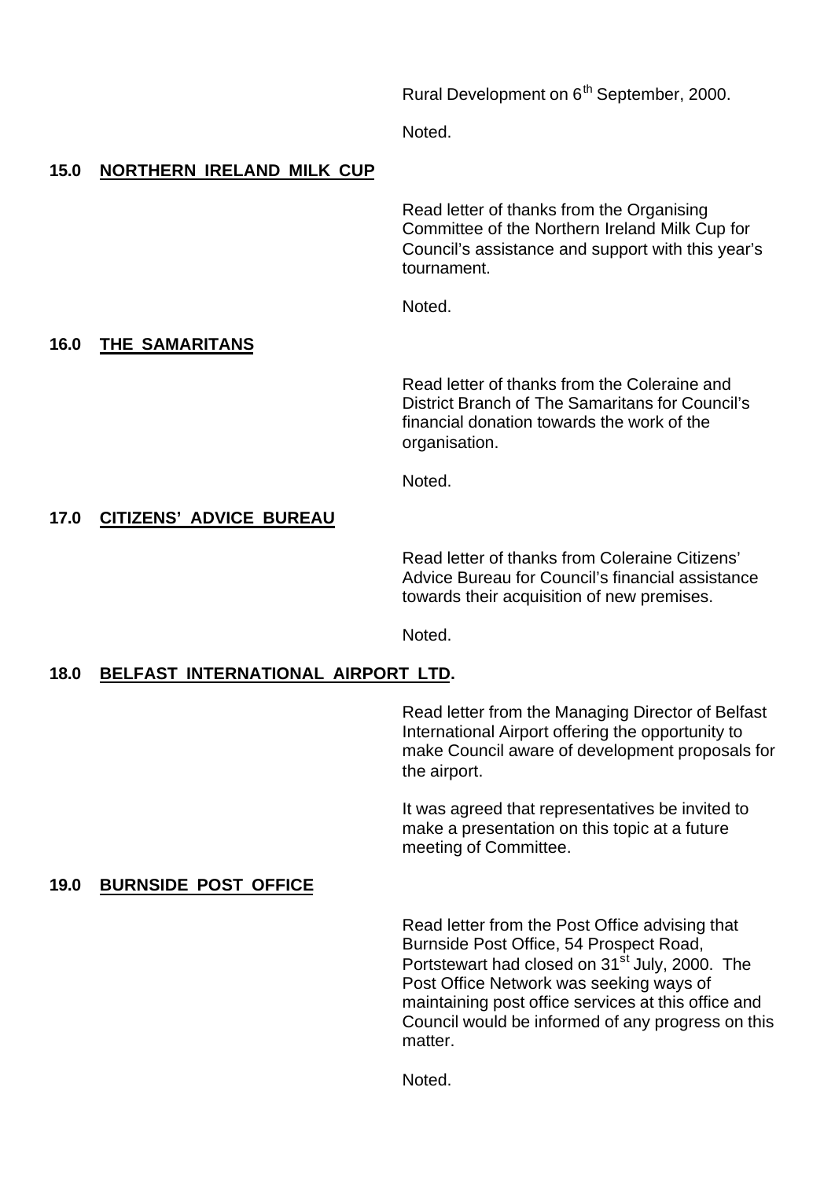Rural Development on 6th September, 2000.

Noted.

## 15.0 NORTHERN IRELAND MILK CUP

Read letter of thanks from the Organising Committee of the Northern Ireland Milk Cup for Council's assistance and support with this year's tournament.

Noted.

## 16.0 THE SAMARITANS

Read letter of thanks from the Coleraine and District Branch of The Samaritans for Council's financial donation towards the work of the organisation.

Noted.

## 17.0 CITIZENS' ADVICE BUREAU

Read letter of thanks from Coleraine Citizens' Advice Bureau for Council's financial assistance towards their acquisition of new premises.

Noted.

## 18.0 BELFAST INTERNATIONAL AIRPORT LTD.

Read letter from the Managing Director of Belfast International Airport offering the opportunity to make Council aware of development proposals for the airport.

It was agreed that representatives be invited to make a presentation on this topic at a future meeting of Committee.

## 19.0 BURNSIDE POST OFFICE

Read letter from the Post Office advising that Burnside Post Office, 54 Prospect Road, Portstewart had closed on 31st July, 2000. The Post Office Network was seeking ways of maintaining post office services at this office and Council would be informed of any progress on this matter.

Noted.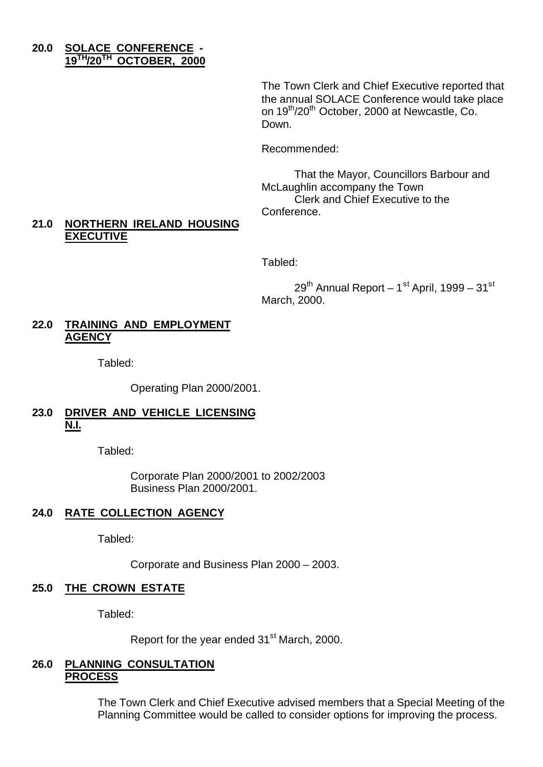**20.0 SOLACE CONFERENCE - 19TH/20TH OCTOBER, 2000**

The Town Clerk and Chief Executive reported that the annual SOLACE Conference would take place on 19th/20th October, 2000 at Newcastle, Co. Down.

Recommended:

That the Mayor, Councillors Barbour and McLaughlin accompany the Town Clerk and Chief Executive to the Conference.

**21.0 NORTHERN IRELAND HOUSING EXECUTIVE**

Tabled:

29th Annual Report – 1st April, 1999 – 31st March, 2000.

**22.0 TRAINING AND EMPLOYMENT AGENCY**

Tabled:

Operating Plan 2000/2001.

**23.0 DRIVER AND VEHICLE LICENSING N.I.**

Tabled:

Corporate Plan 2000/2001 to 2002/2003
Business Plan 2000/2001.

**24.0 RATE COLLECTION AGENCY**

Tabled:

Corporate and Business Plan 2000 – 2003.

**25.0 THE CROWN ESTATE**

Tabled:

Report for the year ended 31st March, 2000.

**26.0 PLANNING CONSULTATION PROCESS**

The Town Clerk and Chief Executive advised members that a Special Meeting of the Planning Committee would be called to consider options for improving the process.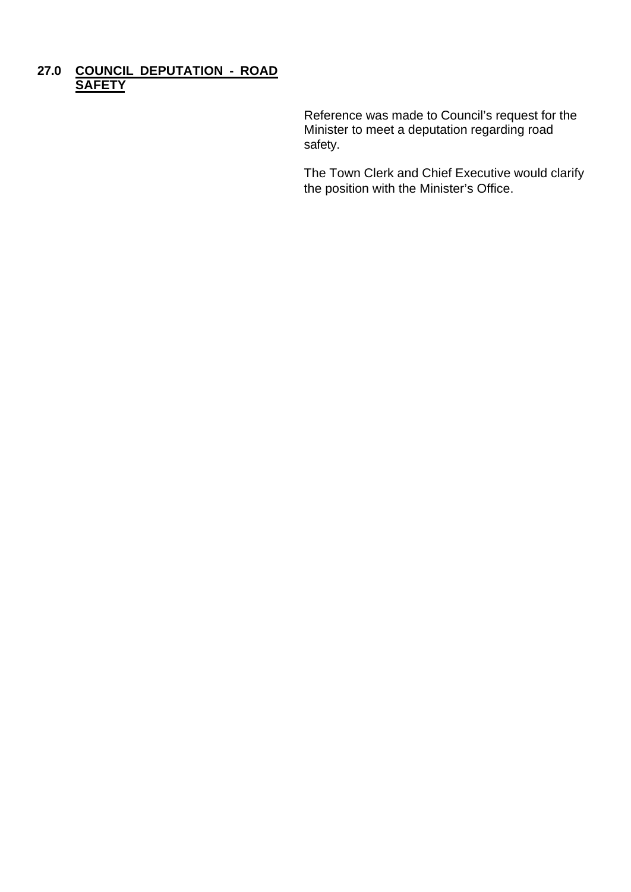## 27.0 COUNCIL DEPUTATION - ROAD SAFETY

Reference was made to Council's request for the Minister to meet a deputation regarding road safety.

The Town Clerk and Chief Executive would clarify the position with the Minister's Office.